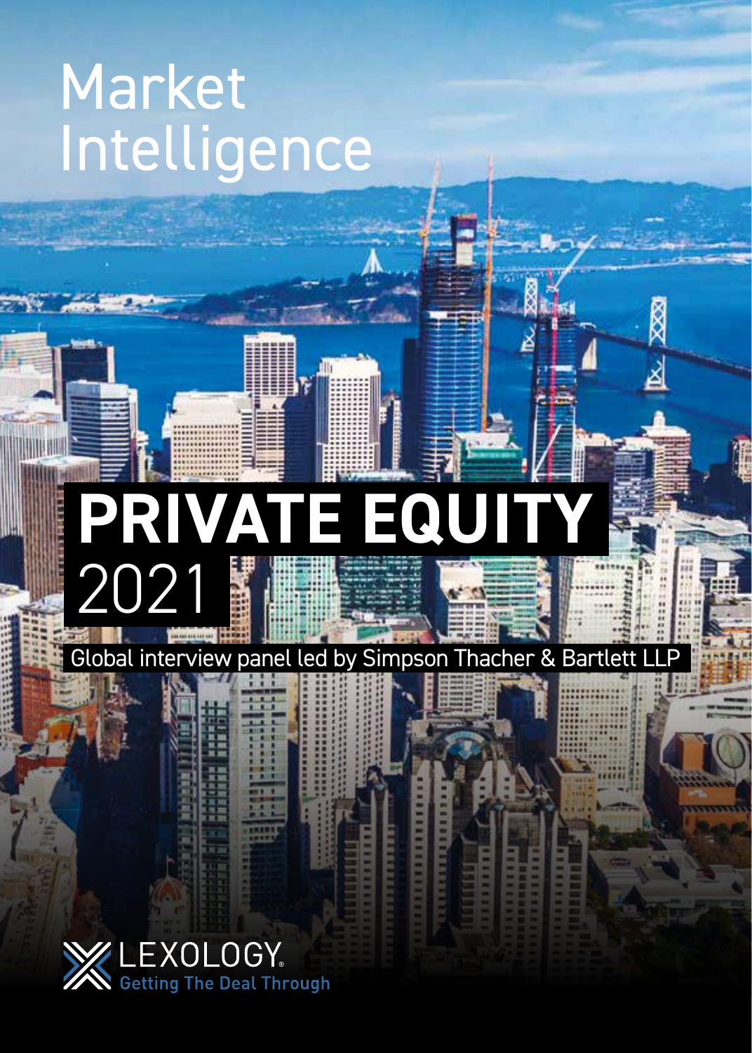# Market Intelligence

# PRIVATE EQUITY 2021

Global interview panel led by Simpson Thacher & Bartlett LLP

LEXOLOGY. Getting The Deal Through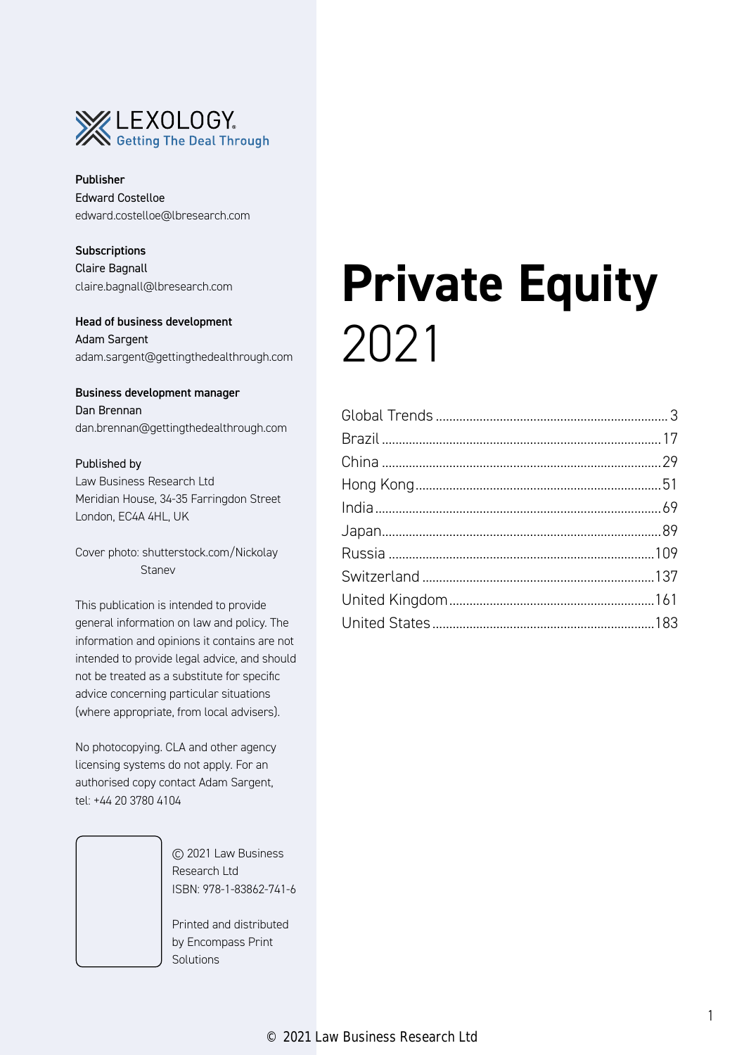LEXOLOGY
Getting The Deal Through

**Publisher**
Edward Costelloe
edward.costelloe@lbresearch.com

**Subscriptions**
Claire Bagnall
claire.bagnall@lbresearch.com

**Head of business development**
Adam Sargent
adam.sargent@gettingthedealthrough.com

**Business development manager**
Dan Brennan
dan.brennan@gettingthedealthrough.com

Published by
Law Business Research Ltd
Meridian House, 34-35 Farringdon Street
London, EC4A 4HL, UK

Cover photo: shutterstock.com/Nickolay Stanev

This publication is intended to provide general information on law and policy. The information and opinions it contains are not intended to provide legal advice, and should not be treated as a substitute for specific advice concerning particular situations (where appropriate, from local advisers).

No photocopying. CLA and other agency licensing systems do not apply. For an authorised copy contact Adam Sargent, tel: +44 20 3780 4104

© 2021 Law Business Research Ltd
ISBN: 978-1-83862-741-6

Printed and distributed by Encompass Print Solutions

# Private Equity
2021

| | |
|---|---|
| Global Trends | 3 |
| Brazil | 17 |
| China | 29 |
| Hong Kong | 51 |
| India | 69 |
| Japan | 89 |
| Russia | 109 |
| Switzerland | 137 |
| United Kingdom | 161 |
| United States | 183 |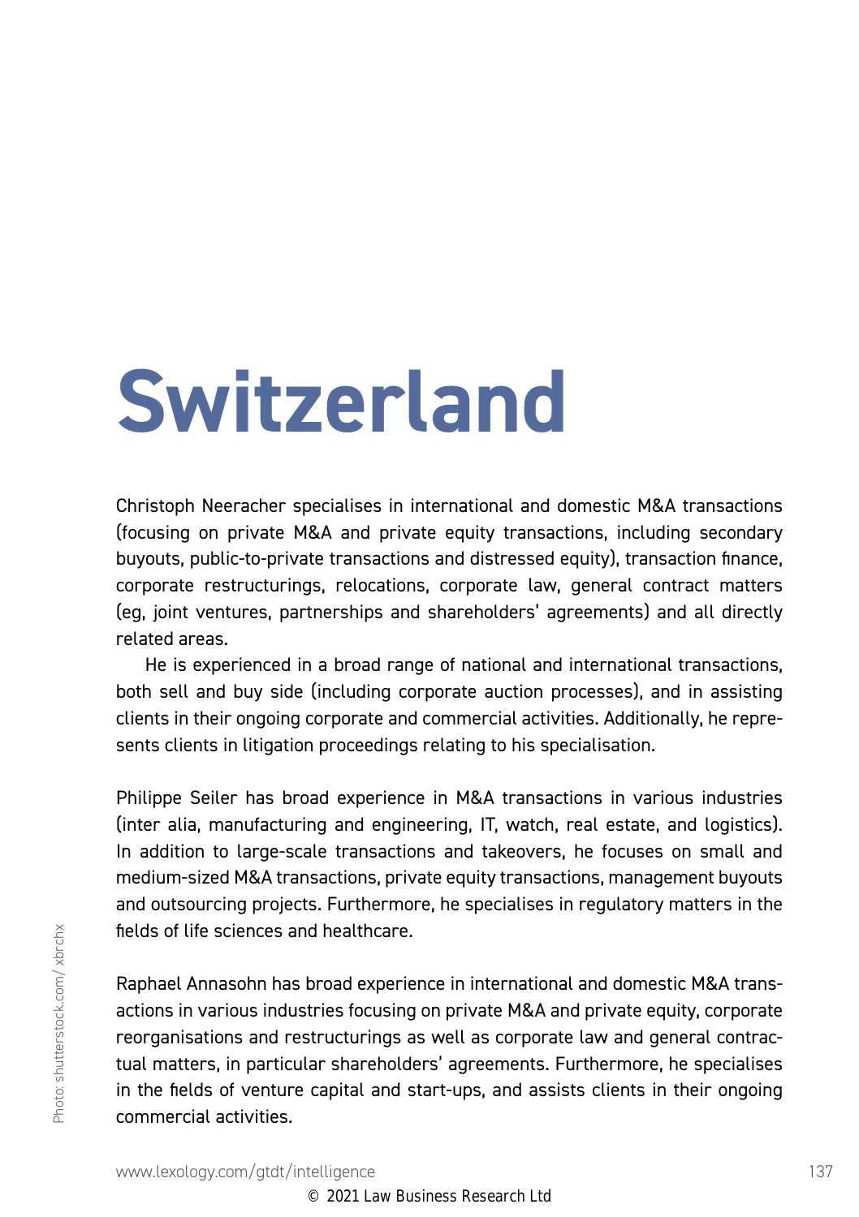# Switzerland

Christoph Neeracher specialises in international and domestic M&A transactions (focusing on private M&A and private equity transactions, including secondary buyouts, public-to-private transactions and distressed equity), transaction finance, corporate restructurings, relocations, corporate law, general contract matters (eg, joint ventures, partnerships and shareholders' agreements) and all directly related areas.

He is experienced in a broad range of national and international transactions, both sell and buy side (including corporate auction processes), and in assisting clients in their ongoing corporate and commercial activities. Additionally, he represents clients in litigation proceedings relating to his specialisation.

Philippe Seiler has broad experience in M&A transactions in various industries (inter alia, manufacturing and engineering, IT, watch, real estate, and logistics). In addition to large-scale transactions and takeovers, he focuses on small and medium-sized M&A transactions, private equity transactions, management buyouts and outsourcing projects. Furthermore, he specialises in regulatory matters in the fields of life sciences and healthcare.

Raphael Annasohn has broad experience in international and domestic M&A transactions in various industries focusing on private M&A and private equity, corporate reorganisations and restructurings as well as corporate law and general contractual matters, in particular shareholders' agreements. Furthermore, he specialises in the fields of venture capital and start-ups, and assists clients in their ongoing commercial activities.

Photo: shutterstock.com/ xbrchx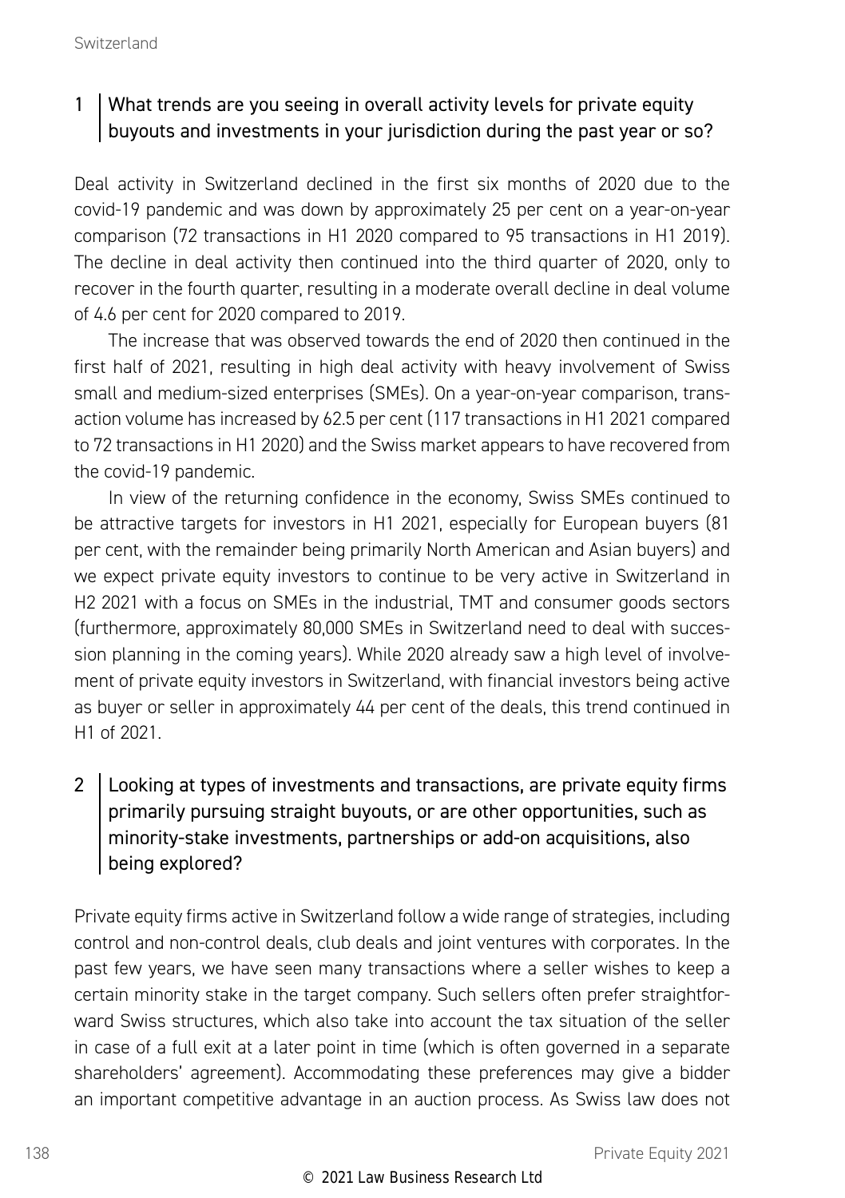## 1 What trends are you seeing in overall activity levels for private equity buyouts and investments in your jurisdiction during the past year or so?

Deal activity in Switzerland declined in the first six months of 2020 due to the covid-19 pandemic and was down by approximately 25 per cent on a year-on-year comparison (72 transactions in H1 2020 compared to 95 transactions in H1 2019). The decline in deal activity then continued into the third quarter of 2020, only to recover in the fourth quarter, resulting in a moderate overall decline in deal volume of 4.6 per cent for 2020 compared to 2019.

The increase that was observed towards the end of 2020 then continued in the first half of 2021, resulting in high deal activity with heavy involvement of Swiss small and medium-sized enterprises (SMEs). On a year-on-year comparison, transaction volume has increased by 62.5 per cent (117 transactions in H1 2021 compared to 72 transactions in H1 2020) and the Swiss market appears to have recovered from the covid-19 pandemic.

In view of the returning confidence in the economy, Swiss SMEs continued to be attractive targets for investors in H1 2021, especially for European buyers (81 per cent, with the remainder being primarily North American and Asian buyers) and we expect private equity investors to continue to be very active in Switzerland in H2 2021 with a focus on SMEs in the industrial, TMT and consumer goods sectors (furthermore, approximately 80,000 SMEs in Switzerland need to deal with succession planning in the coming years). While 2020 already saw a high level of involvement of private equity investors in Switzerland, with financial investors being active as buyer or seller in approximately 44 per cent of the deals, this trend continued in H1 of 2021.

## 2 Looking at types of investments and transactions, are private equity firms primarily pursuing straight buyouts, or are other opportunities, such as minority-stake investments, partnerships or add-on acquisitions, also being explored?

Private equity firms active in Switzerland follow a wide range of strategies, including control and non-control deals, club deals and joint ventures with corporates. In the past few years, we have seen many transactions where a seller wishes to keep a certain minority stake in the target company. Such sellers often prefer straightforward Swiss structures, which also take into account the tax situation of the seller in case of a full exit at a later point in time (which is often governed in a separate shareholders' agreement). Accommodating these preferences may give a bidder an important competitive advantage in an auction process. As Swiss law does not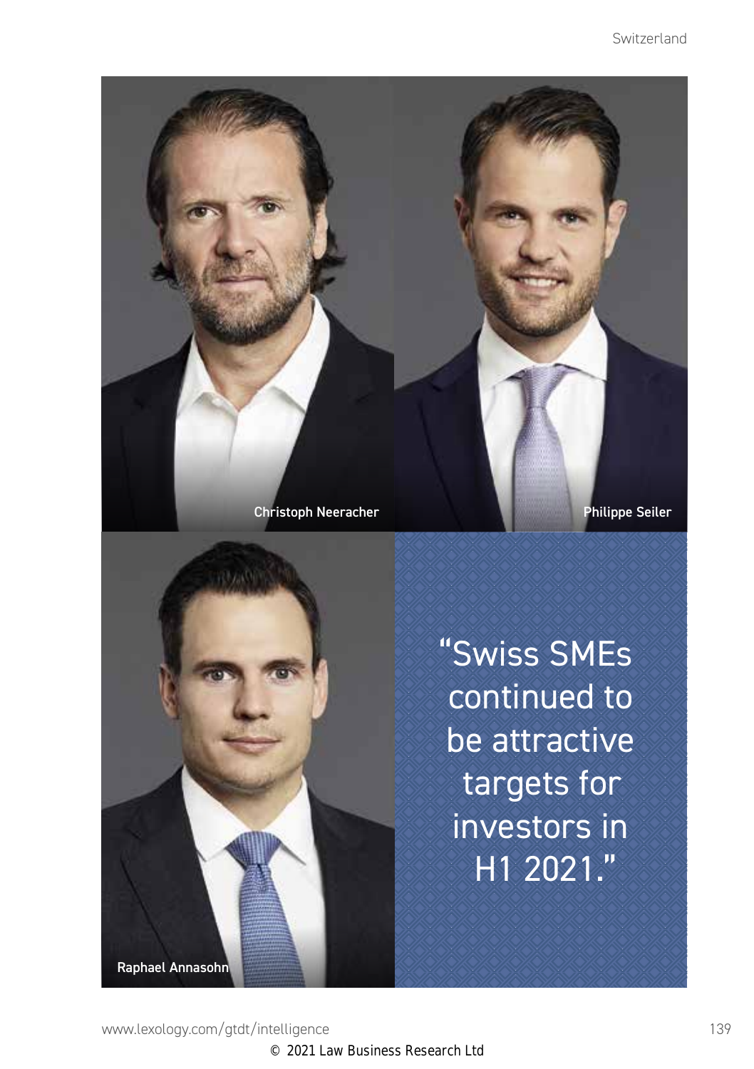Christoph Neeracher

Philippe Seiler

Raphael Annasohn

"Swiss SMEs continued to be attractive targets for investors in H1 2021."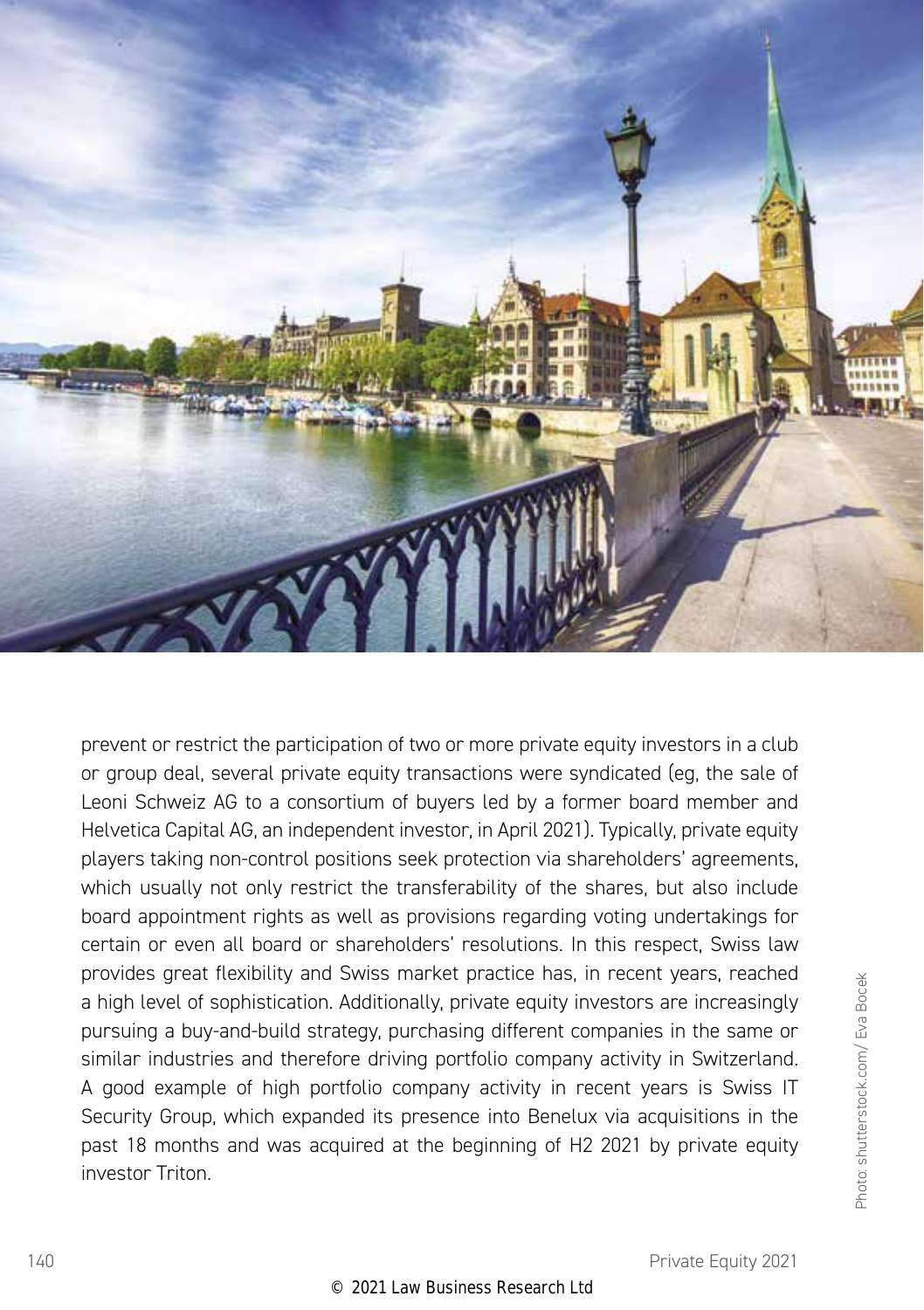prevent or restrict the participation of two or more private equity investors in a club or group deal, several private equity transactions were syndicated (eg, the sale of Leoni Schweiz AG to a consortium of buyers led by a former board member and Helvetica Capital AG, an independent investor, in April 2021). Typically, private equity players taking non-control positions seek protection via shareholders' agreements, which usually not only restrict the transferability of the shares, but also include board appointment rights as well as provisions regarding voting undertakings for certain or even all board or shareholders' resolutions. In this respect, Swiss law provides great flexibility and Swiss market practice has, in recent years, reached a high level of sophistication. Additionally, private equity investors are increasingly pursuing a buy-and-build strategy, purchasing different companies in the same or similar industries and therefore driving portfolio company activity in Switzerland. A good example of high portfolio company activity in recent years is Swiss IT Security Group, which expanded its presence into Benelux via acquisitions in the past 18 months and was acquired at the beginning of H2 2021 by private equity investor Triton.

Photo: shutterstock.com/ Eva Bocek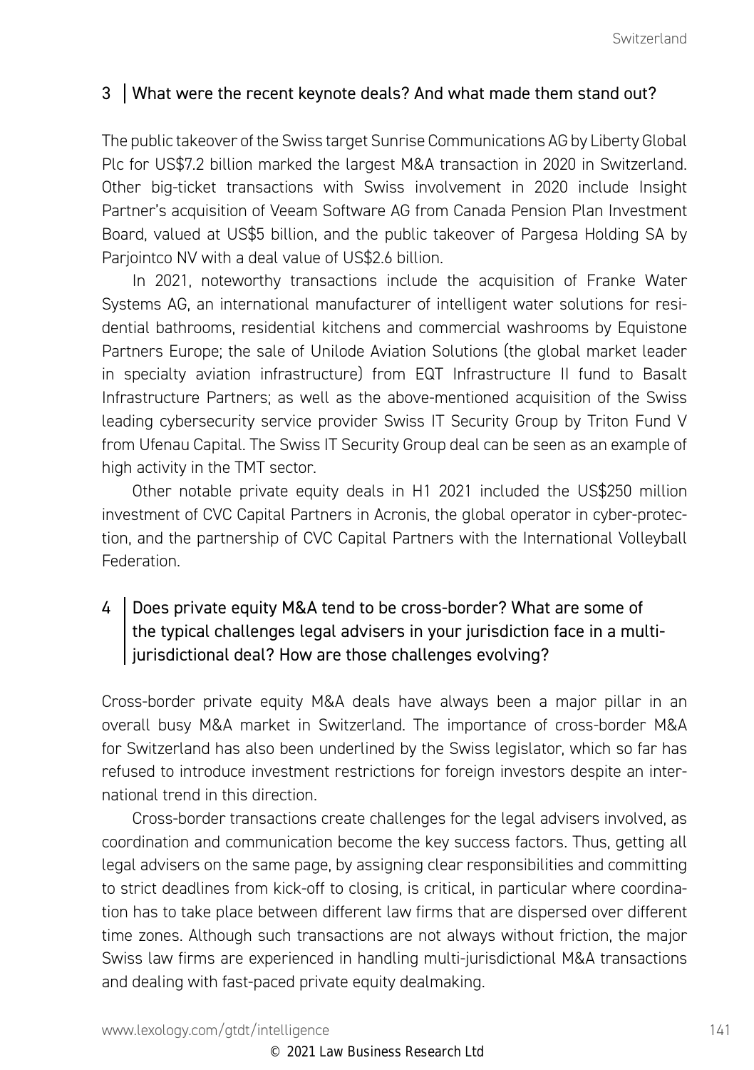## 3 What were the recent keynote deals? And what made them stand out?

The public takeover of the Swiss target Sunrise Communications AG by Liberty Global Plc for US$7.2 billion marked the largest M&A transaction in 2020 in Switzerland. Other big-ticket transactions with Swiss involvement in 2020 include Insight Partner's acquisition of Veeam Software AG from Canada Pension Plan Investment Board, valued at US$5 billion, and the public takeover of Pargesa Holding SA by Parjointco NV with a deal value of US$2.6 billion.

In 2021, noteworthy transactions include the acquisition of Franke Water Systems AG, an international manufacturer of intelligent water solutions for residential bathrooms, residential kitchens and commercial washrooms by Equistone Partners Europe; the sale of Unilode Aviation Solutions (the global market leader in specialty aviation infrastructure) from EQT Infrastructure II fund to Basalt Infrastructure Partners; as well as the above-mentioned acquisition of the Swiss leading cybersecurity service provider Swiss IT Security Group by Triton Fund V from Ufenau Capital. The Swiss IT Security Group deal can be seen as an example of high activity in the TMT sector.

Other notable private equity deals in H1 2021 included the US$250 million investment of CVC Capital Partners in Acronis, the global operator in cyber-protection, and the partnership of CVC Capital Partners with the International Volleyball Federation.

## 4 Does private equity M&A tend to be cross-border? What are some of the typical challenges legal advisers in your jurisdiction face in a multi-jurisdictional deal? How are those challenges evolving?

Cross-border private equity M&A deals have always been a major pillar in an overall busy M&A market in Switzerland. The importance of cross-border M&A for Switzerland has also been underlined by the Swiss legislator, which so far has refused to introduce investment restrictions for foreign investors despite an international trend in this direction.

Cross-border transactions create challenges for the legal advisers involved, as coordination and communication become the key success factors. Thus, getting all legal advisers on the same page, by assigning clear responsibilities and committing to strict deadlines from kick-off to closing, is critical, in particular where coordination has to take place between different law firms that are dispersed over different time zones. Although such transactions are not always without friction, the major Swiss law firms are experienced in handling multi-jurisdictional M&A transactions and dealing with fast-paced private equity dealmaking.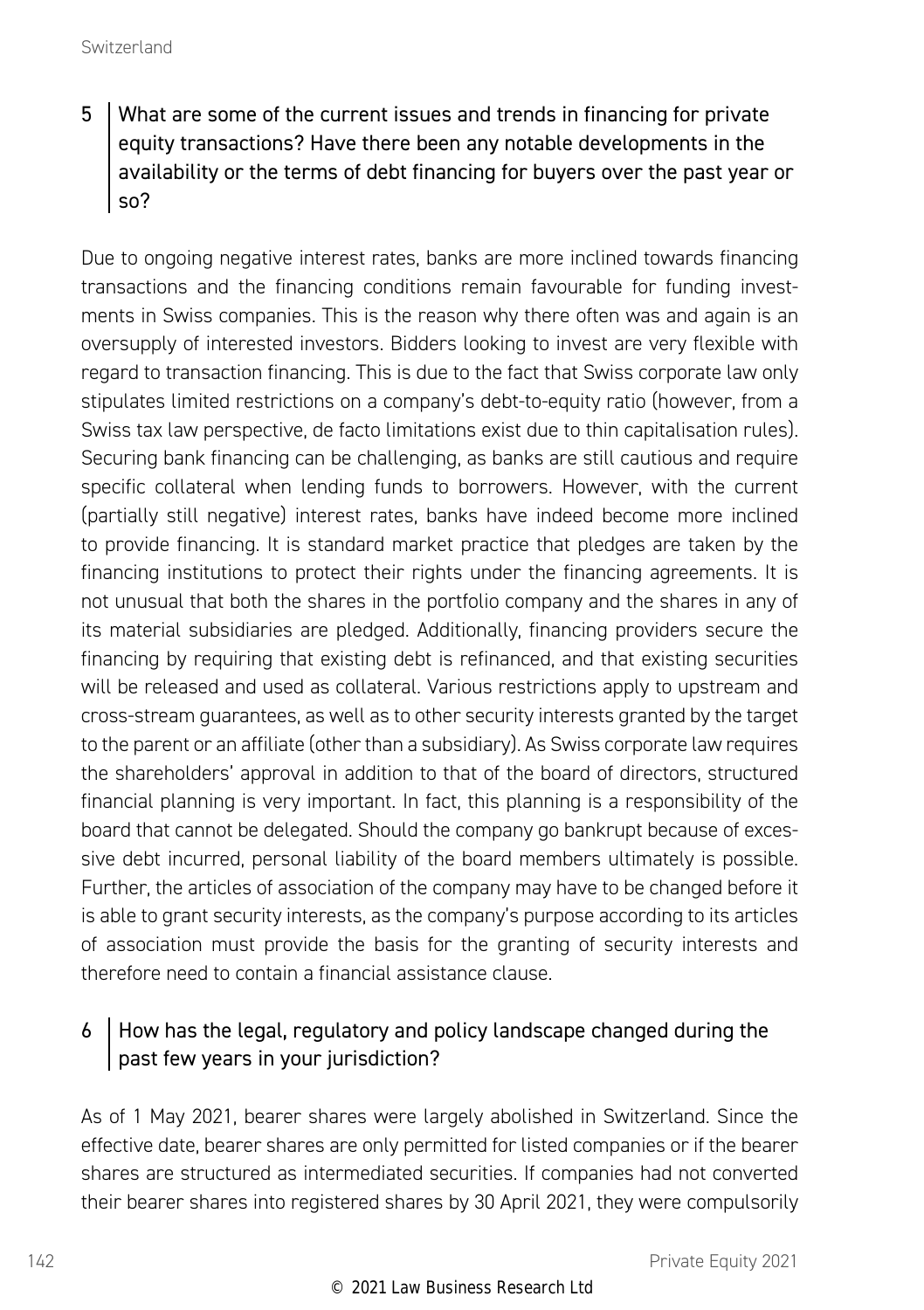## 5 What are some of the current issues and trends in financing for private equity transactions? Have there been any notable developments in the availability or the terms of debt financing for buyers over the past year or so?

Due to ongoing negative interest rates, banks are more inclined towards financing transactions and the financing conditions remain favourable for funding investments in Swiss companies. This is the reason why there often was and again is an oversupply of interested investors. Bidders looking to invest are very flexible with regard to transaction financing. This is due to the fact that Swiss corporate law only stipulates limited restrictions on a company's debt-to-equity ratio (however, from a Swiss tax law perspective, de facto limitations exist due to thin capitalisation rules). Securing bank financing can be challenging, as banks are still cautious and require specific collateral when lending funds to borrowers. However, with the current (partially still negative) interest rates, banks have indeed become more inclined to provide financing. It is standard market practice that pledges are taken by the financing institutions to protect their rights under the financing agreements. It is not unusual that both the shares in the portfolio company and the shares in any of its material subsidiaries are pledged. Additionally, financing providers secure the financing by requiring that existing debt is refinanced, and that existing securities will be released and used as collateral. Various restrictions apply to upstream and cross-stream guarantees, as well as to other security interests granted by the target to the parent or an affiliate (other than a subsidiary). As Swiss corporate law requires the shareholders' approval in addition to that of the board of directors, structured financial planning is very important. In fact, this planning is a responsibility of the board that cannot be delegated. Should the company go bankrupt because of excessive debt incurred, personal liability of the board members ultimately is possible. Further, the articles of association of the company may have to be changed before it is able to grant security interests, as the company's purpose according to its articles of association must provide the basis for the granting of security interests and therefore need to contain a financial assistance clause.

## 6 How has the legal, regulatory and policy landscape changed during the past few years in your jurisdiction?

As of 1 May 2021, bearer shares were largely abolished in Switzerland. Since the effective date, bearer shares are only permitted for listed companies or if the bearer shares are structured as intermediated securities. If companies had not converted their bearer shares into registered shares by 30 April 2021, they were compulsorily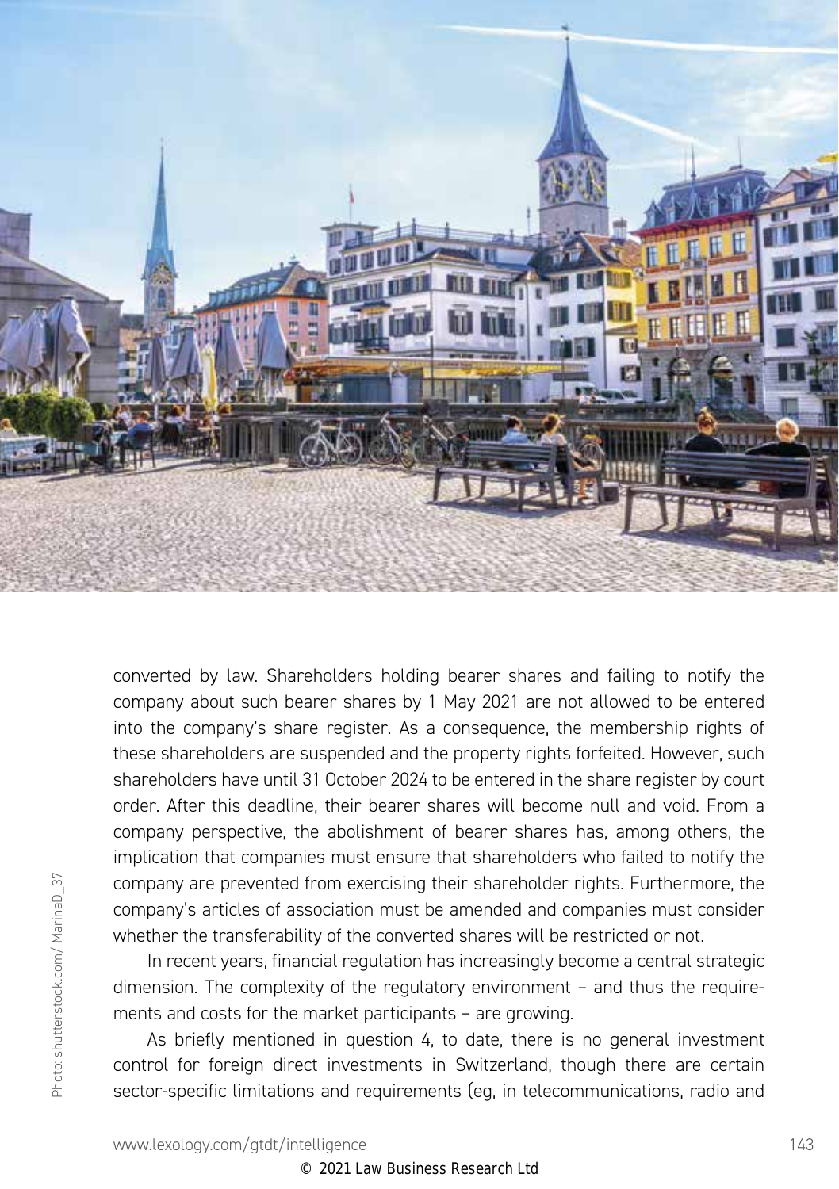converted by law. Shareholders holding bearer shares and failing to notify the company about such bearer shares by 1 May 2021 are not allowed to be entered into the company's share register. As a consequence, the membership rights of these shareholders are suspended and the property rights forfeited. However, such shareholders have until 31 October 2024 to be entered in the share register by court order. After this deadline, their bearer shares will become null and void. From a company perspective, the abolishment of bearer shares has, among others, the implication that companies must ensure that shareholders who failed to notify the company are prevented from exercising their shareholder rights. Furthermore, the company's articles of association must be amended and companies must consider whether the transferability of the converted shares will be restricted or not.

In recent years, financial regulation has increasingly become a central strategic dimension. The complexity of the regulatory environment – and thus the requirements and costs for the market participants – are growing.

As briefly mentioned in question 4, to date, there is no general investment control for foreign direct investments in Switzerland, though there are certain sector-specific limitations and requirements (eg, in telecommunications, radio and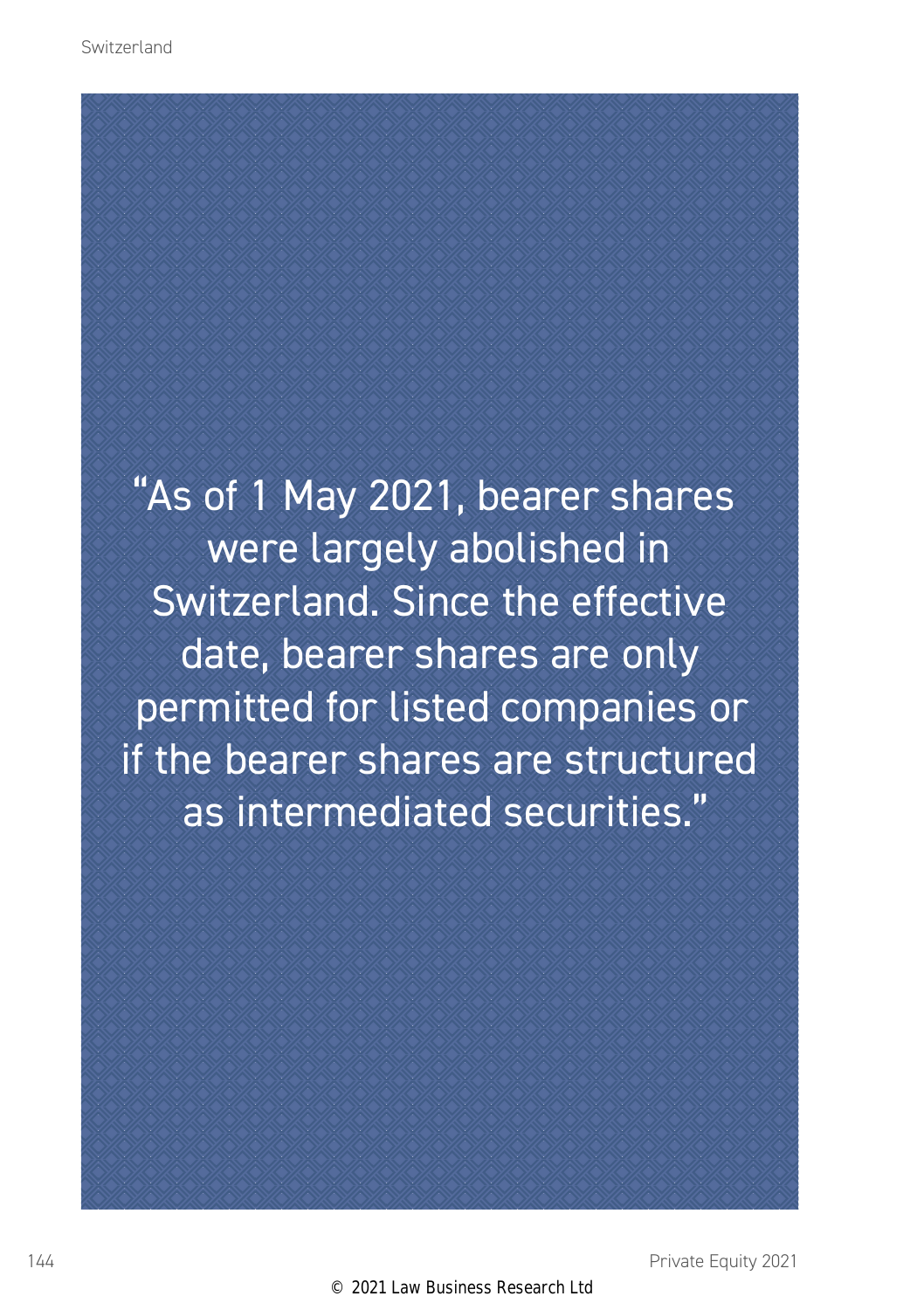"As of 1 May 2021, bearer shares were largely abolished in Switzerland. Since the effective date, bearer shares are only permitted for listed companies or if the bearer shares are structured as intermediated securities."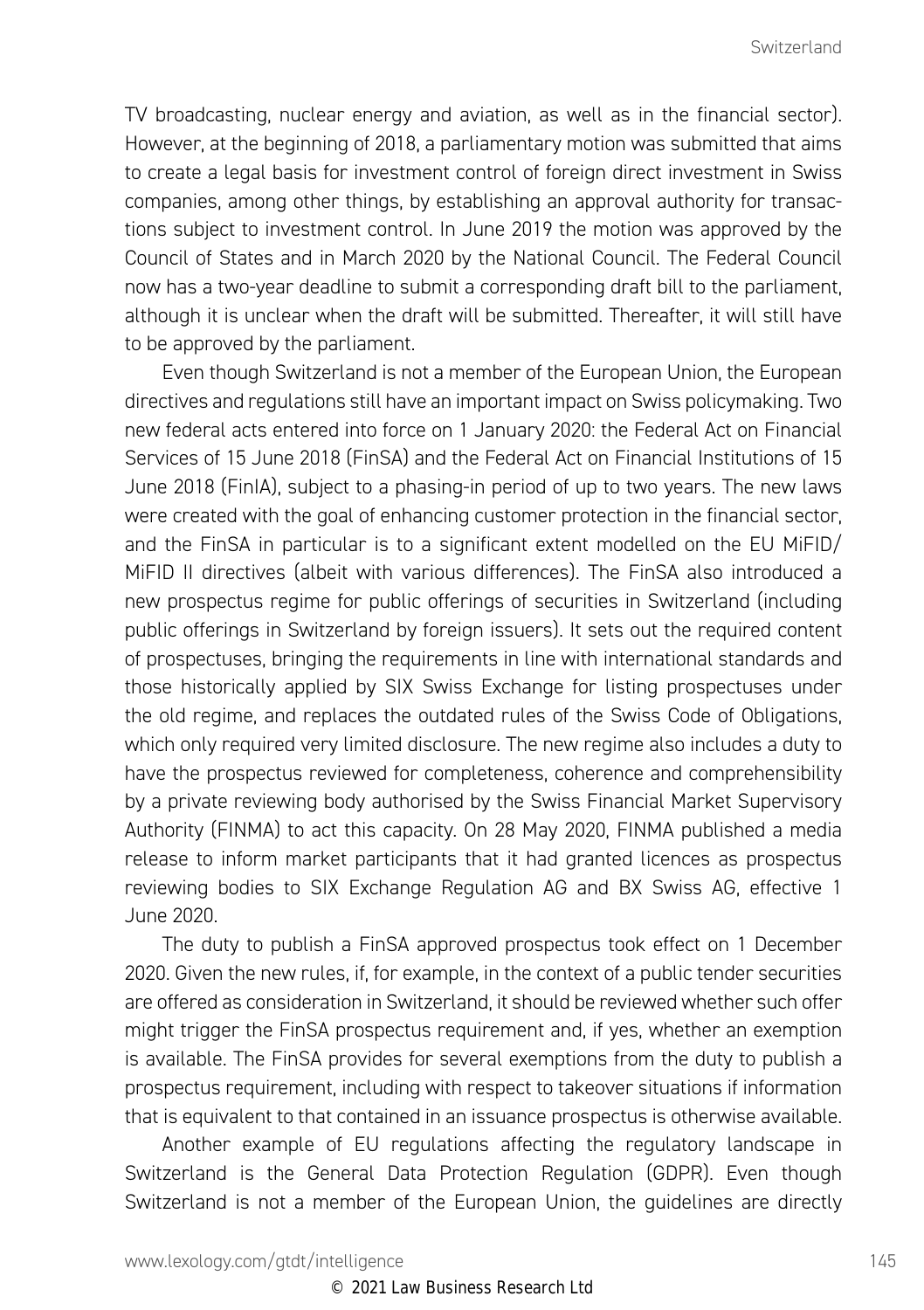TV broadcasting, nuclear energy and aviation, as well as in the financial sector). However, at the beginning of 2018, a parliamentary motion was submitted that aims to create a legal basis for investment control of foreign direct investment in Swiss companies, among other things, by establishing an approval authority for transactions subject to investment control. In June 2019 the motion was approved by the Council of States and in March 2020 by the National Council. The Federal Council now has a two-year deadline to submit a corresponding draft bill to the parliament, although it is unclear when the draft will be submitted. Thereafter, it will still have to be approved by the parliament.

Even though Switzerland is not a member of the European Union, the European directives and regulations still have an important impact on Swiss policymaking. Two new federal acts entered into force on 1 January 2020: the Federal Act on Financial Services of 15 June 2018 (FinSA) and the Federal Act on Financial Institutions of 15 June 2018 (FinIA), subject to a phasing-in period of up to two years. The new laws were created with the goal of enhancing customer protection in the financial sector, and the FinSA in particular is to a significant extent modelled on the EU MiFID/MiFID II directives (albeit with various differences). The FinSA also introduced a new prospectus regime for public offerings of securities in Switzerland (including public offerings in Switzerland by foreign issuers). It sets out the required content of prospectuses, bringing the requirements in line with international standards and those historically applied by SIX Swiss Exchange for listing prospectuses under the old regime, and replaces the outdated rules of the Swiss Code of Obligations, which only required very limited disclosure. The new regime also includes a duty to have the prospectus reviewed for completeness, coherence and comprehensibility by a private reviewing body authorised by the Swiss Financial Market Supervisory Authority (FINMA) to act this capacity. On 28 May 2020, FINMA published a media release to inform market participants that it had granted licences as prospectus reviewing bodies to SIX Exchange Regulation AG and BX Swiss AG, effective 1 June 2020.

The duty to publish a FinSA approved prospectus took effect on 1 December 2020. Given the new rules, if, for example, in the context of a public tender securities are offered as consideration in Switzerland, it should be reviewed whether such offer might trigger the FinSA prospectus requirement and, if yes, whether an exemption is available. The FinSA provides for several exemptions from the duty to publish a prospectus requirement, including with respect to takeover situations if information that is equivalent to that contained in an issuance prospectus is otherwise available.

Another example of EU regulations affecting the regulatory landscape in Switzerland is the General Data Protection Regulation (GDPR). Even though Switzerland is not a member of the European Union, the guidelines are directly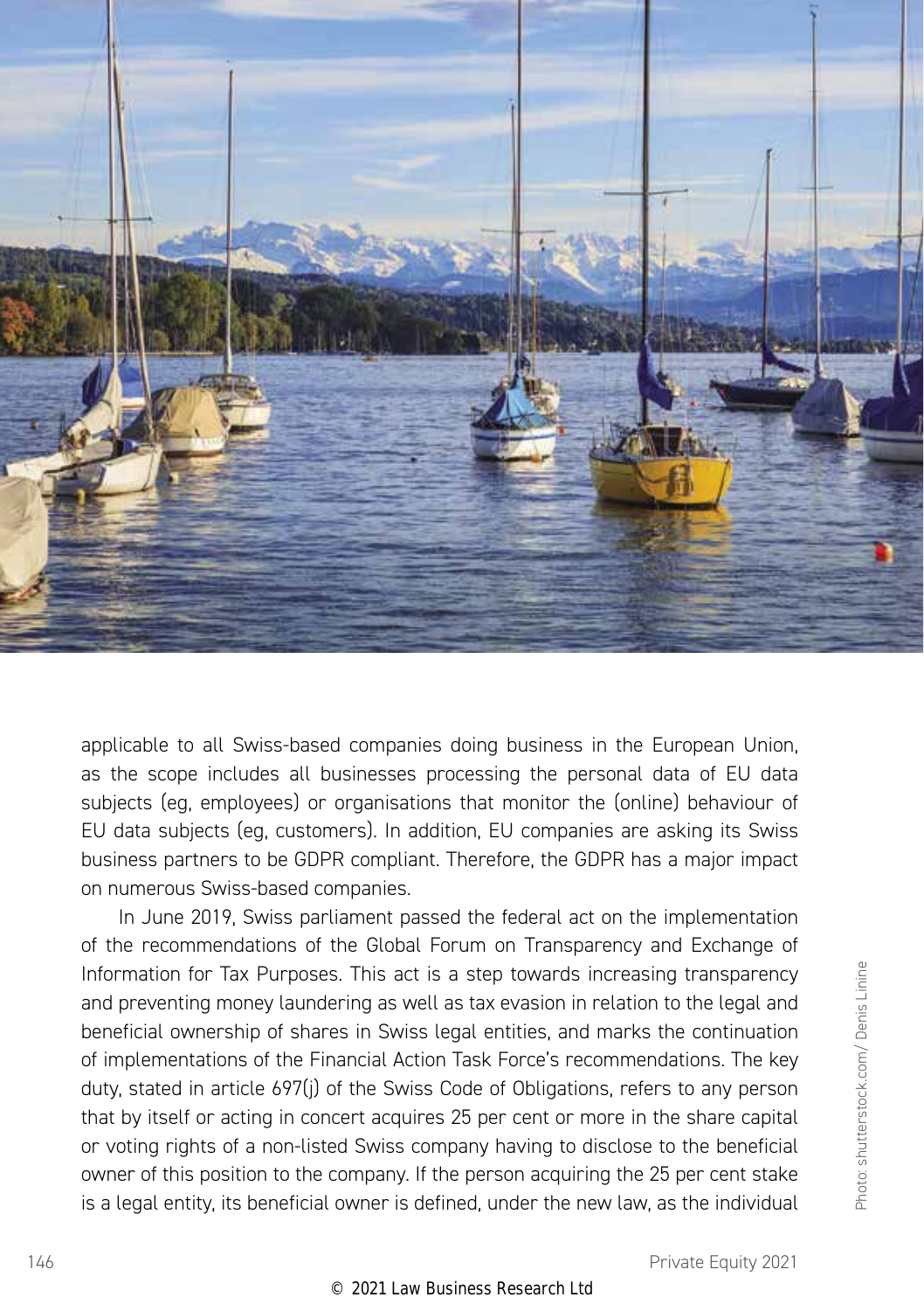applicable to all Swiss-based companies doing business in the European Union, as the scope includes all businesses processing the personal data of EU data subjects (eg, employees) or organisations that monitor the (online) behaviour of EU data subjects (eg, customers). In addition, EU companies are asking its Swiss business partners to be GDPR compliant. Therefore, the GDPR has a major impact on numerous Swiss-based companies.

In June 2019, Swiss parliament passed the federal act on the implementation of the recommendations of the Global Forum on Transparency and Exchange of Information for Tax Purposes. This act is a step towards increasing transparency and preventing money laundering as well as tax evasion in relation to the legal and beneficial ownership of shares in Swiss legal entities, and marks the continuation of implementations of the Financial Action Task Force's recommendations. The key duty, stated in article 697(j) of the Swiss Code of Obligations, refers to any person that by itself or acting in concert acquires 25 per cent or more in the share capital or voting rights of a non-listed Swiss company having to disclose to the beneficial owner of this position to the company. If the person acquiring the 25 per cent stake is a legal entity, its beneficial owner is defined, under the new law, as the individual

Photo: shutterstock.com/ Denis Linine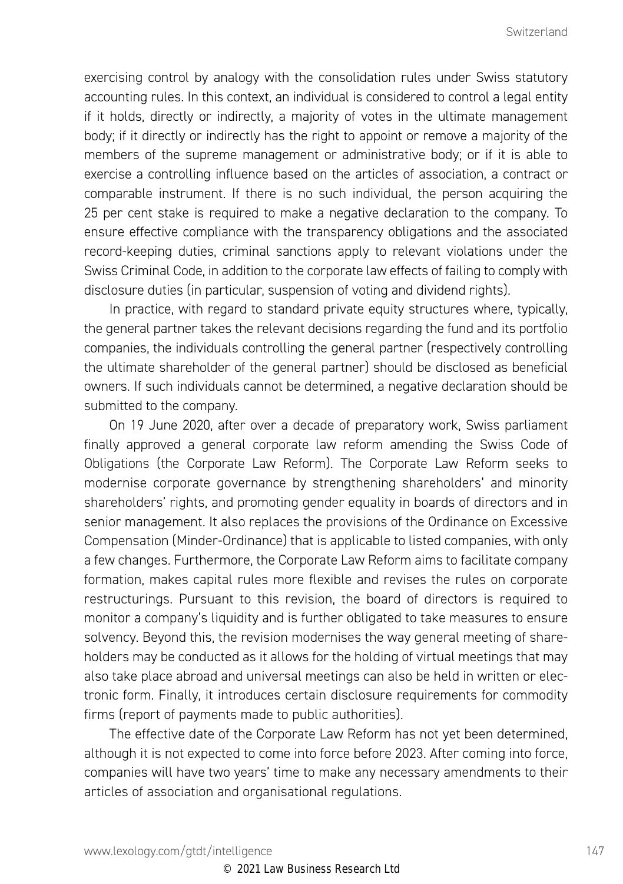exercising control by analogy with the consolidation rules under Swiss statutory accounting rules. In this context, an individual is considered to control a legal entity if it holds, directly or indirectly, a majority of votes in the ultimate management body; if it directly or indirectly has the right to appoint or remove a majority of the members of the supreme management or administrative body; or if it is able to exercise a controlling influence based on the articles of association, a contract or comparable instrument. If there is no such individual, the person acquiring the 25 per cent stake is required to make a negative declaration to the company. To ensure effective compliance with the transparency obligations and the associated record-keeping duties, criminal sanctions apply to relevant violations under the Swiss Criminal Code, in addition to the corporate law effects of failing to comply with disclosure duties (in particular, suspension of voting and dividend rights).

In practice, with regard to standard private equity structures where, typically, the general partner takes the relevant decisions regarding the fund and its portfolio companies, the individuals controlling the general partner (respectively controlling the ultimate shareholder of the general partner) should be disclosed as beneficial owners. If such individuals cannot be determined, a negative declaration should be submitted to the company.

On 19 June 2020, after over a decade of preparatory work, Swiss parliament finally approved a general corporate law reform amending the Swiss Code of Obligations (the Corporate Law Reform). The Corporate Law Reform seeks to modernise corporate governance by strengthening shareholders' and minority shareholders' rights, and promoting gender equality in boards of directors and in senior management. It also replaces the provisions of the Ordinance on Excessive Compensation (Minder-Ordinance) that is applicable to listed companies, with only a few changes. Furthermore, the Corporate Law Reform aims to facilitate company formation, makes capital rules more flexible and revises the rules on corporate restructurings. Pursuant to this revision, the board of directors is required to monitor a company's liquidity and is further obligated to take measures to ensure solvency. Beyond this, the revision modernises the way general meeting of shareholders may be conducted as it allows for the holding of virtual meetings that may also take place abroad and universal meetings can also be held in written or electronic form. Finally, it introduces certain disclosure requirements for commodity firms (report of payments made to public authorities).

The effective date of the Corporate Law Reform has not yet been determined, although it is not expected to come into force before 2023. After coming into force, companies will have two years' time to make any necessary amendments to their articles of association and organisational regulations.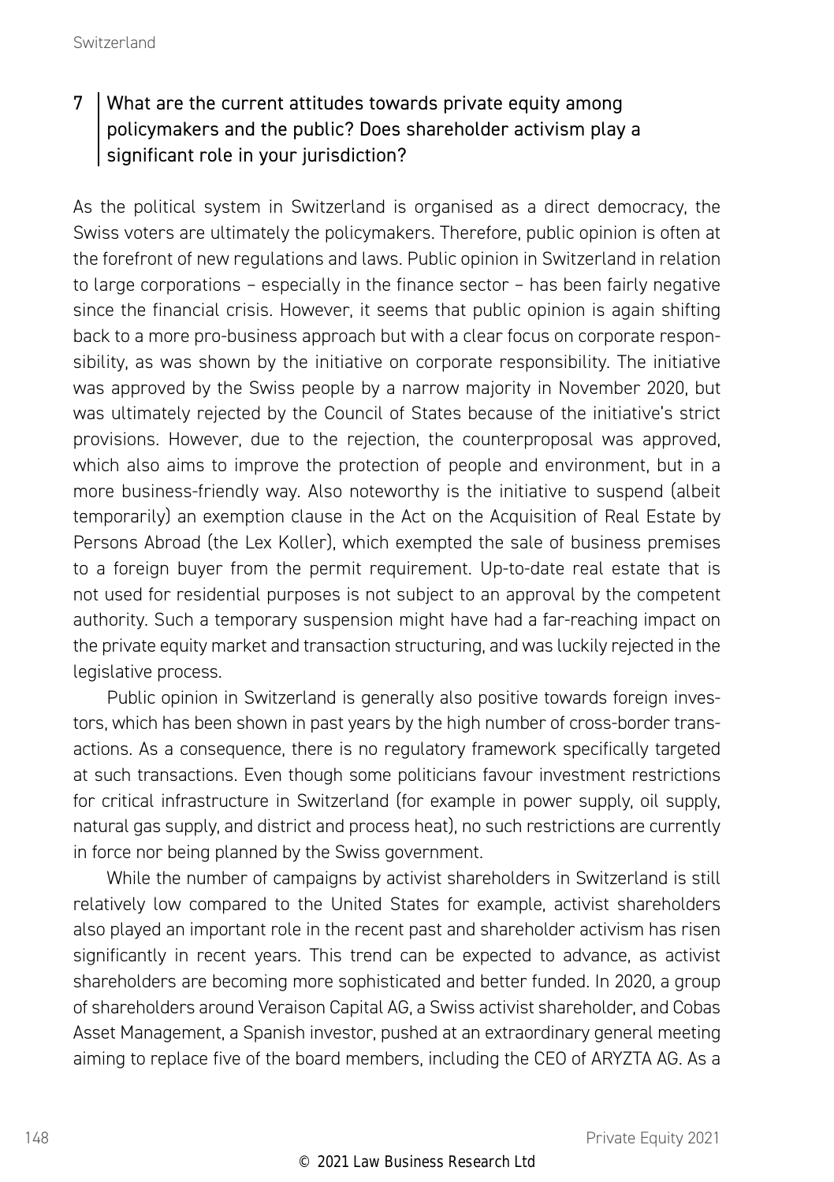## 7 What are the current attitudes towards private equity among policymakers and the public? Does shareholder activism play a significant role in your jurisdiction?

As the political system in Switzerland is organised as a direct democracy, the Swiss voters are ultimately the policymakers. Therefore, public opinion is often at the forefront of new regulations and laws. Public opinion in Switzerland in relation to large corporations – especially in the finance sector – has been fairly negative since the financial crisis. However, it seems that public opinion is again shifting back to a more pro-business approach but with a clear focus on corporate responsibility, as was shown by the initiative on corporate responsibility. The initiative was approved by the Swiss people by a narrow majority in November 2020, but was ultimately rejected by the Council of States because of the initiative's strict provisions. However, due to the rejection, the counterproposal was approved, which also aims to improve the protection of people and environment, but in a more business-friendly way. Also noteworthy is the initiative to suspend (albeit temporarily) an exemption clause in the Act on the Acquisition of Real Estate by Persons Abroad (the Lex Koller), which exempted the sale of business premises to a foreign buyer from the permit requirement. Up-to-date real estate that is not used for residential purposes is not subject to an approval by the competent authority. Such a temporary suspension might have had a far-reaching impact on the private equity market and transaction structuring, and was luckily rejected in the legislative process.

Public opinion in Switzerland is generally also positive towards foreign investors, which has been shown in past years by the high number of cross-border transactions. As a consequence, there is no regulatory framework specifically targeted at such transactions. Even though some politicians favour investment restrictions for critical infrastructure in Switzerland (for example in power supply, oil supply, natural gas supply, and district and process heat), no such restrictions are currently in force nor being planned by the Swiss government.

While the number of campaigns by activist shareholders in Switzerland is still relatively low compared to the United States for example, activist shareholders also played an important role in the recent past and shareholder activism has risen significantly in recent years. This trend can be expected to advance, as activist shareholders are becoming more sophisticated and better funded. In 2020, a group of shareholders around Veraison Capital AG, a Swiss activist shareholder, and Cobas Asset Management, a Spanish investor, pushed at an extraordinary general meeting aiming to replace five of the board members, including the CEO of ARYZTA AG. As a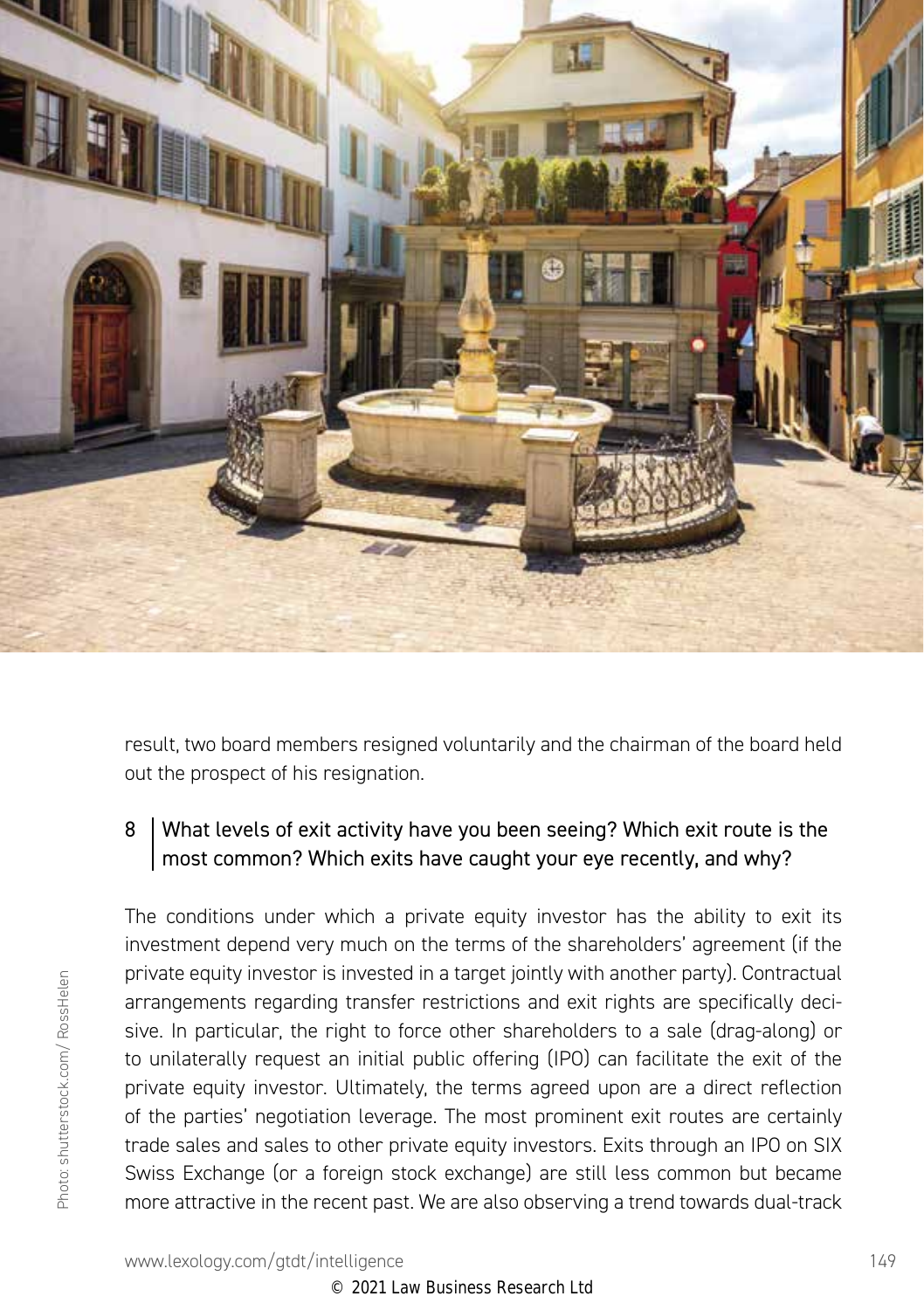result, two board members resigned voluntarily and the chairman of the board held out the prospect of his resignation.

## 8 What levels of exit activity have you been seeing? Which exit route is the most common? Which exits have caught your eye recently, and why?

The conditions under which a private equity investor has the ability to exit its investment depend very much on the terms of the shareholders' agreement (if the private equity investor is invested in a target jointly with another party). Contractual arrangements regarding transfer restrictions and exit rights are specifically decisive. In particular, the right to force other shareholders to a sale (drag-along) or to unilaterally request an initial public offering (IPO) can facilitate the exit of the private equity investor. Ultimately, the terms agreed upon are a direct reflection of the parties' negotiation leverage. The most prominent exit routes are certainly trade sales and sales to other private equity investors. Exits through an IPO on SIX Swiss Exchange (or a foreign stock exchange) are still less common but became more attractive in the recent past. We are also observing a trend towards dual-track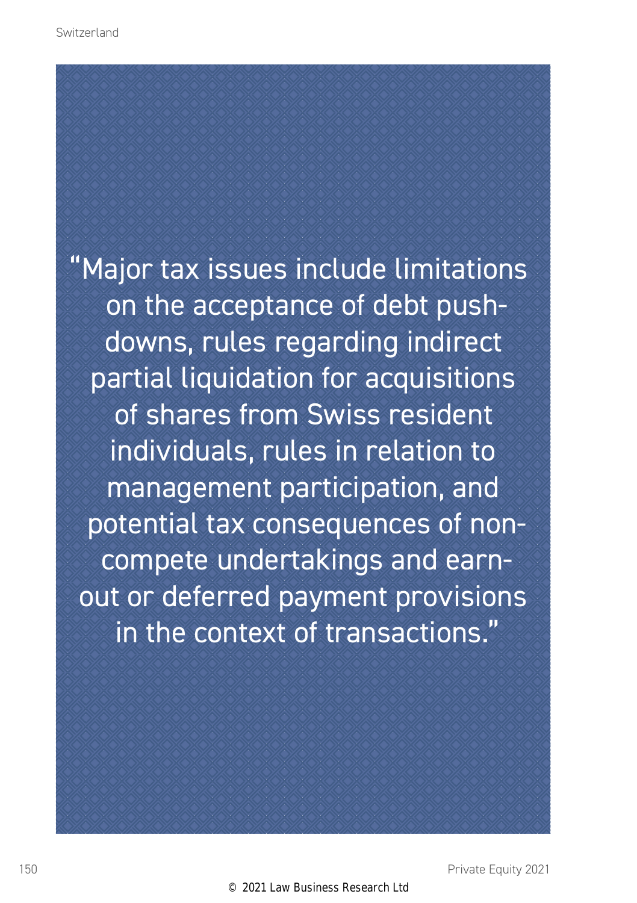"Major tax issues include limitations on the acceptance of debt push-downs, rules regarding indirect partial liquidation for acquisitions of shares from Swiss resident individuals, rules in relation to management participation, and potential tax consequences of non-compete undertakings and earn-out or deferred payment provisions in the context of transactions."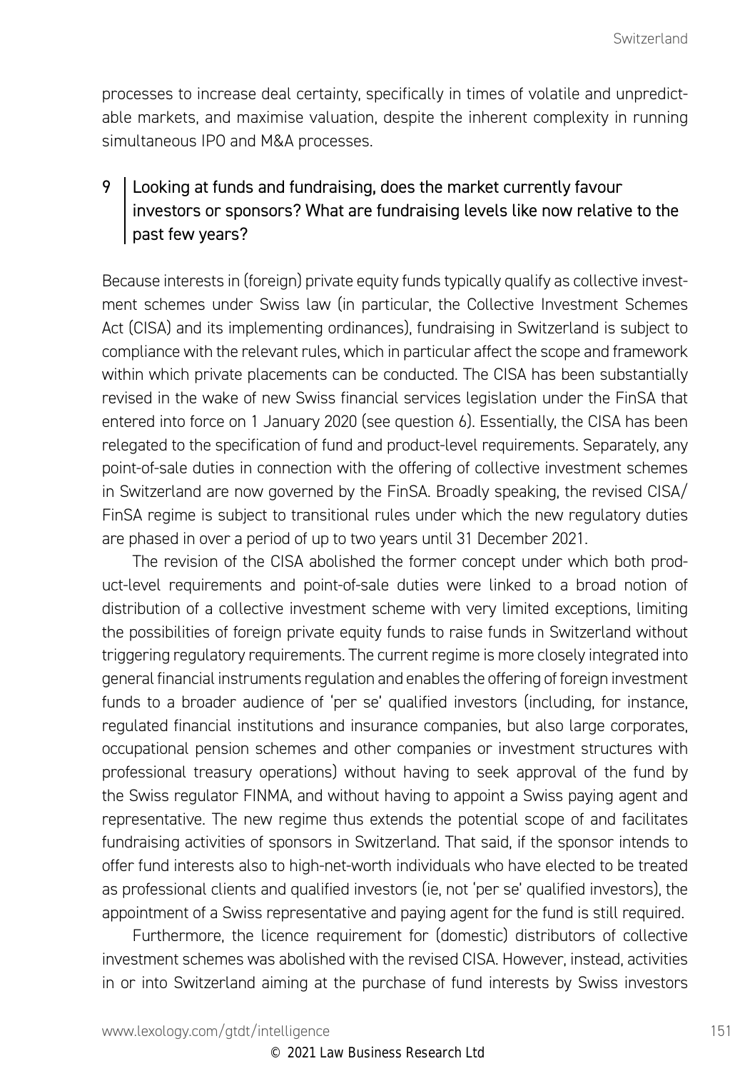processes to increase deal certainty, specifically in times of volatile and unpredictable markets, and maximise valuation, despite the inherent complexity in running simultaneous IPO and M&A processes.

## 9 Looking at funds and fundraising, does the market currently favour investors or sponsors? What are fundraising levels like now relative to the past few years?

Because interests in (foreign) private equity funds typically qualify as collective investment schemes under Swiss law (in particular, the Collective Investment Schemes Act (CISA) and its implementing ordinances), fundraising in Switzerland is subject to compliance with the relevant rules, which in particular affect the scope and framework within which private placements can be conducted. The CISA has been substantially revised in the wake of new Swiss financial services legislation under the FinSA that entered into force on 1 January 2020 (see question 6). Essentially, the CISA has been relegated to the specification of fund and product-level requirements. Separately, any point-of-sale duties in connection with the offering of collective investment schemes in Switzerland are now governed by the FinSA. Broadly speaking, the revised CISA/FinSA regime is subject to transitional rules under which the new regulatory duties are phased in over a period of up to two years until 31 December 2021.

The revision of the CISA abolished the former concept under which both product-level requirements and point-of-sale duties were linked to a broad notion of distribution of a collective investment scheme with very limited exceptions, limiting the possibilities of foreign private equity funds to raise funds in Switzerland without triggering regulatory requirements. The current regime is more closely integrated into general financial instruments regulation and enables the offering of foreign investment funds to a broader audience of 'per se' qualified investors (including, for instance, regulated financial institutions and insurance companies, but also large corporates, occupational pension schemes and other companies or investment structures with professional treasury operations) without having to seek approval of the fund by the Swiss regulator FINMA, and without having to appoint a Swiss paying agent and representative. The new regime thus extends the potential scope of and facilitates fundraising activities of sponsors in Switzerland. That said, if the sponsor intends to offer fund interests also to high-net-worth individuals who have elected to be treated as professional clients and qualified investors (ie, not 'per se' qualified investors), the appointment of a Swiss representative and paying agent for the fund is still required.

Furthermore, the licence requirement for (domestic) distributors of collective investment schemes was abolished with the revised CISA. However, instead, activities in or into Switzerland aiming at the purchase of fund interests by Swiss investors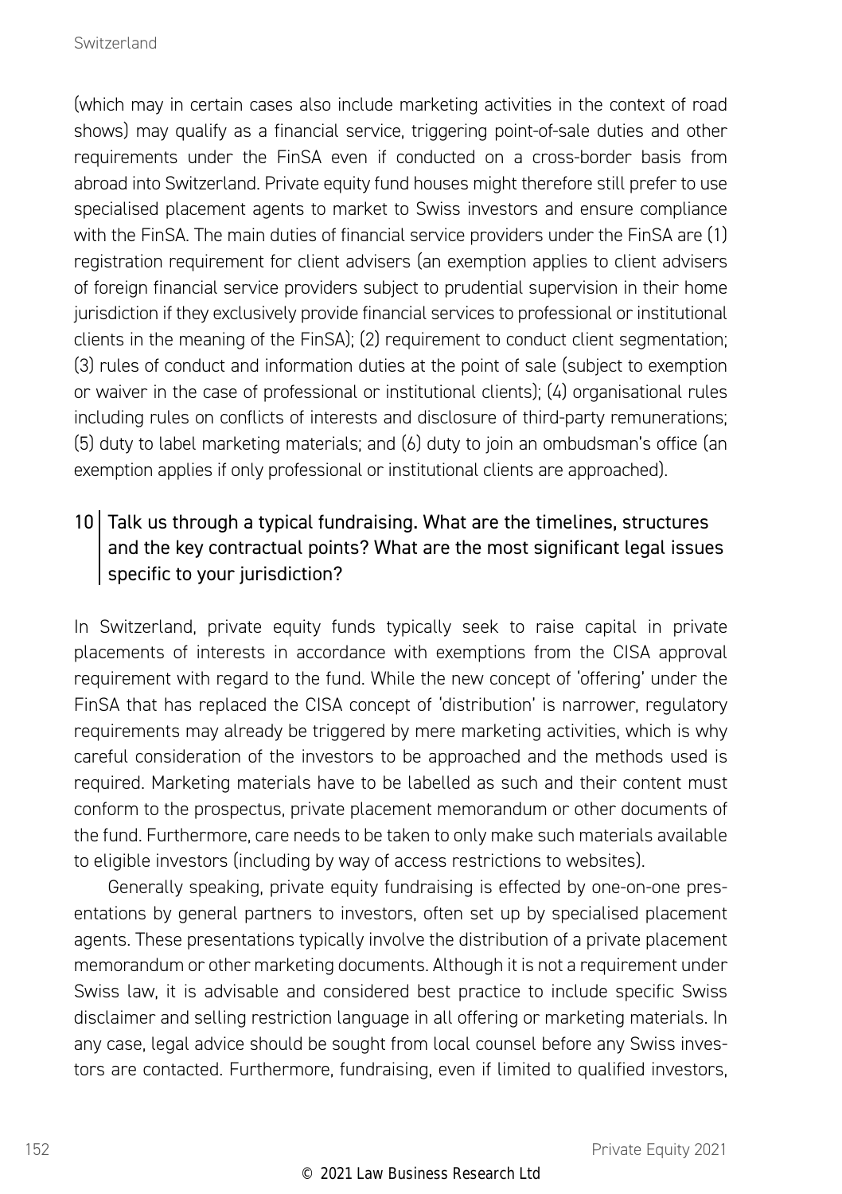(which may in certain cases also include marketing activities in the context of road shows) may qualify as a financial service, triggering point-of-sale duties and other requirements under the FinSA even if conducted on a cross-border basis from abroad into Switzerland. Private equity fund houses might therefore still prefer to use specialised placement agents to market to Swiss investors and ensure compliance with the FinSA. The main duties of financial service providers under the FinSA are (1) registration requirement for client advisers (an exemption applies to client advisers of foreign financial service providers subject to prudential supervision in their home jurisdiction if they exclusively provide financial services to professional or institutional clients in the meaning of the FinSA); (2) requirement to conduct client segmentation; (3) rules of conduct and information duties at the point of sale (subject to exemption or waiver in the case of professional or institutional clients); (4) organisational rules including rules on conflicts of interests and disclosure of third-party remunerations; (5) duty to label marketing materials; and (6) duty to join an ombudsman's office (an exemption applies if only professional or institutional clients are approached).

## 10 Talk us through a typical fundraising. What are the timelines, structures and the key contractual points? What are the most significant legal issues specific to your jurisdiction?

In Switzerland, private equity funds typically seek to raise capital in private placements of interests in accordance with exemptions from the CISA approval requirement with regard to the fund. While the new concept of 'offering' under the FinSA that has replaced the CISA concept of 'distribution' is narrower, regulatory requirements may already be triggered by mere marketing activities, which is why careful consideration of the investors to be approached and the methods used is required. Marketing materials have to be labelled as such and their content must conform to the prospectus, private placement memorandum or other documents of the fund. Furthermore, care needs to be taken to only make such materials available to eligible investors (including by way of access restrictions to websites).

Generally speaking, private equity fundraising is effected by one-on-one presentations by general partners to investors, often set up by specialised placement agents. These presentations typically involve the distribution of a private placement memorandum or other marketing documents. Although it is not a requirement under Swiss law, it is advisable and considered best practice to include specific Swiss disclaimer and selling restriction language in all offering or marketing materials. In any case, legal advice should be sought from local counsel before any Swiss investors are contacted. Furthermore, fundraising, even if limited to qualified investors,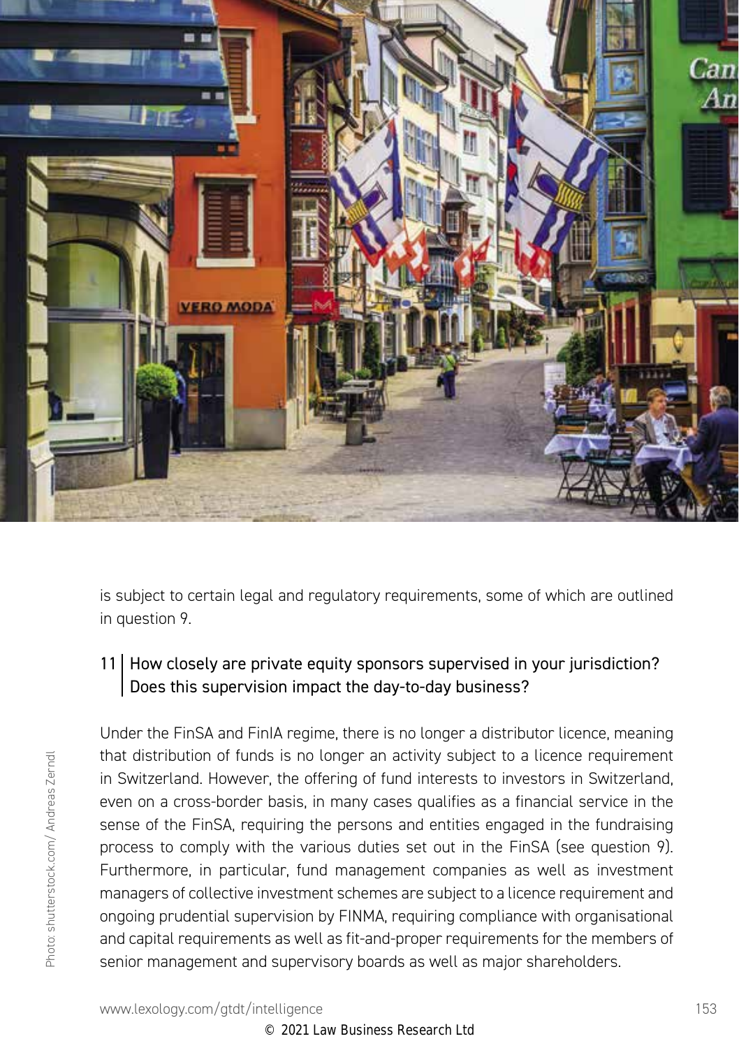is subject to certain legal and regulatory requirements, some of which are outlined in question 9.

### 11 How closely are private equity sponsors supervised in your jurisdiction? Does this supervision impact the day-to-day business?

Under the FinSA and FinIA regime, there is no longer a distributor licence, meaning that distribution of funds is no longer an activity subject to a licence requirement in Switzerland. However, the offering of fund interests to investors in Switzerland, even on a cross-border basis, in many cases qualifies as a financial service in the sense of the FinSA, requiring the persons and entities engaged in the fundraising process to comply with the various duties set out in the FinSA (see question 9). Furthermore, in particular, fund management companies as well as investment managers of collective investment schemes are subject to a licence requirement and ongoing prudential supervision by FINMA, requiring compliance with organisational and capital requirements as well as fit-and-proper requirements for the members of senior management and supervisory boards as well as major shareholders.

Photo: shutterstock.com/ Andreas Zerndl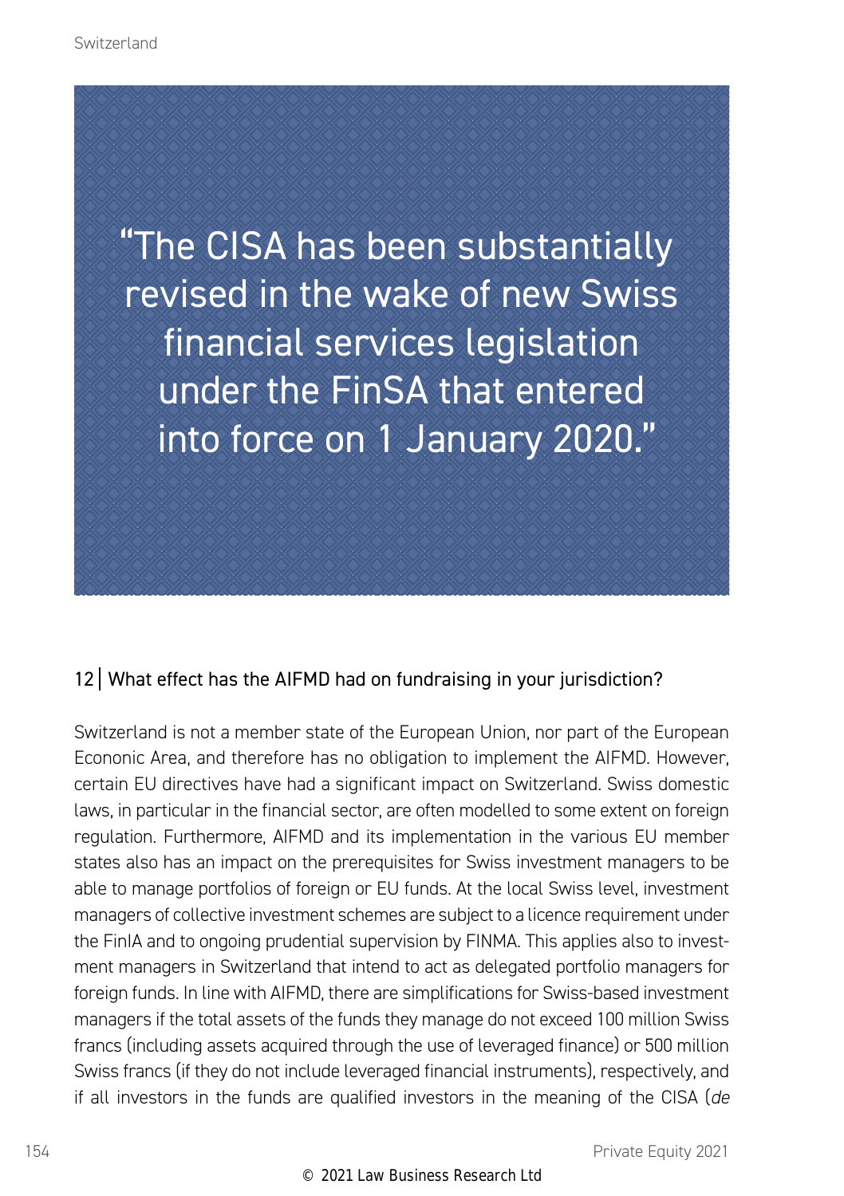> "The CISA has been substantially revised in the wake of new Swiss financial services legislation under the FinSA that entered into force on 1 January 2020."

## 12 | What effect has the AIFMD had on fundraising in your jurisdiction?

Switzerland is not a member state of the European Union, nor part of the European Econonic Area, and therefore has no obligation to implement the AIFMD. However, certain EU directives have had a significant impact on Switzerland. Swiss domestic laws, in particular in the financial sector, are often modelled to some extent on foreign regulation. Furthermore, AIFMD and its implementation in the various EU member states also has an impact on the prerequisites for Swiss investment managers to be able to manage portfolios of foreign or EU funds. At the local Swiss level, investment managers of collective investment schemes are subject to a licence requirement under the FinIA and to ongoing prudential supervision by FINMA. This applies also to investment managers in Switzerland that intend to act as delegated portfolio managers for foreign funds. In line with AIFMD, there are simplifications for Swiss-based investment managers if the total assets of the funds they manage do not exceed 100 million Swiss francs (including assets acquired through the use of leveraged finance) or 500 million Swiss francs (if they do not include leveraged financial instruments), respectively, and if all investors in the funds are qualified investors in the meaning of the CISA (*de*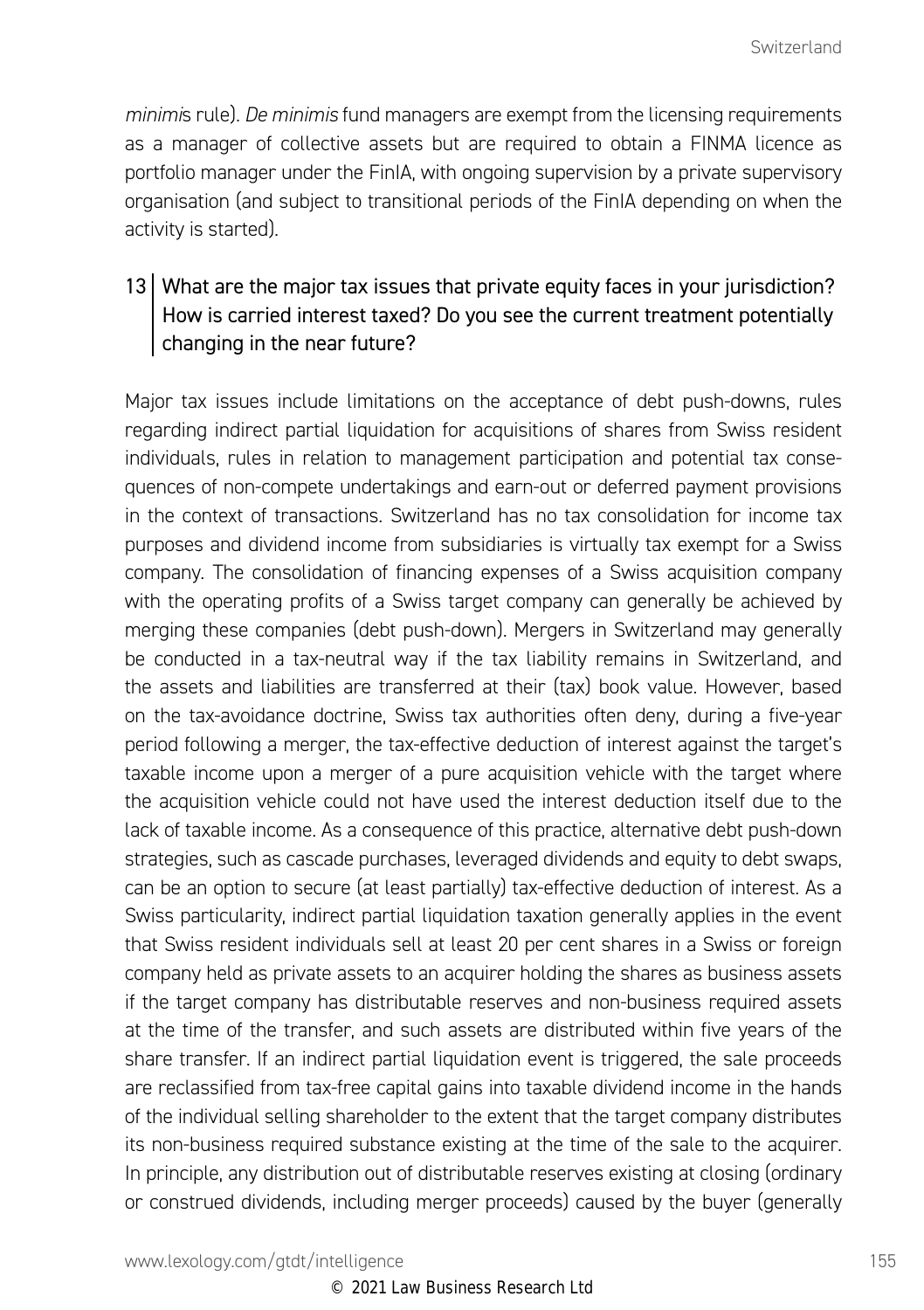*minimis* rule). *De minimis* fund managers are exempt from the licensing requirements as a manager of collective assets but are required to obtain a FINMA licence as portfolio manager under the FinIA, with ongoing supervision by a private supervisory organisation (and subject to transitional periods of the FinIA depending on when the activity is started).

### 13 What are the major tax issues that private equity faces in your jurisdiction? How is carried interest taxed? Do you see the current treatment potentially changing in the near future?

Major tax issues include limitations on the acceptance of debt push-downs, rules regarding indirect partial liquidation for acquisitions of shares from Swiss resident individuals, rules in relation to management participation and potential tax consequences of non-compete undertakings and earn-out or deferred payment provisions in the context of transactions. Switzerland has no tax consolidation for income tax purposes and dividend income from subsidiaries is virtually tax exempt for a Swiss company. The consolidation of financing expenses of a Swiss acquisition company with the operating profits of a Swiss target company can generally be achieved by merging these companies (debt push-down). Mergers in Switzerland may generally be conducted in a tax-neutral way if the tax liability remains in Switzerland, and the assets and liabilities are transferred at their (tax) book value. However, based on the tax-avoidance doctrine, Swiss tax authorities often deny, during a five-year period following a merger, the tax-effective deduction of interest against the target's taxable income upon a merger of a pure acquisition vehicle with the target where the acquisition vehicle could not have used the interest deduction itself due to the lack of taxable income. As a consequence of this practice, alternative debt push-down strategies, such as cascade purchases, leveraged dividends and equity to debt swaps, can be an option to secure (at least partially) tax-effective deduction of interest. As a Swiss particularity, indirect partial liquidation taxation generally applies in the event that Swiss resident individuals sell at least 20 per cent shares in a Swiss or foreign company held as private assets to an acquirer holding the shares as business assets if the target company has distributable reserves and non-business required assets at the time of the transfer, and such assets are distributed within five years of the share transfer. If an indirect partial liquidation event is triggered, the sale proceeds are reclassified from tax-free capital gains into taxable dividend income in the hands of the individual selling shareholder to the extent that the target company distributes its non-business required substance existing at the time of the sale to the acquirer. In principle, any distribution out of distributable reserves existing at closing (ordinary or construed dividends, including merger proceeds) caused by the buyer (generally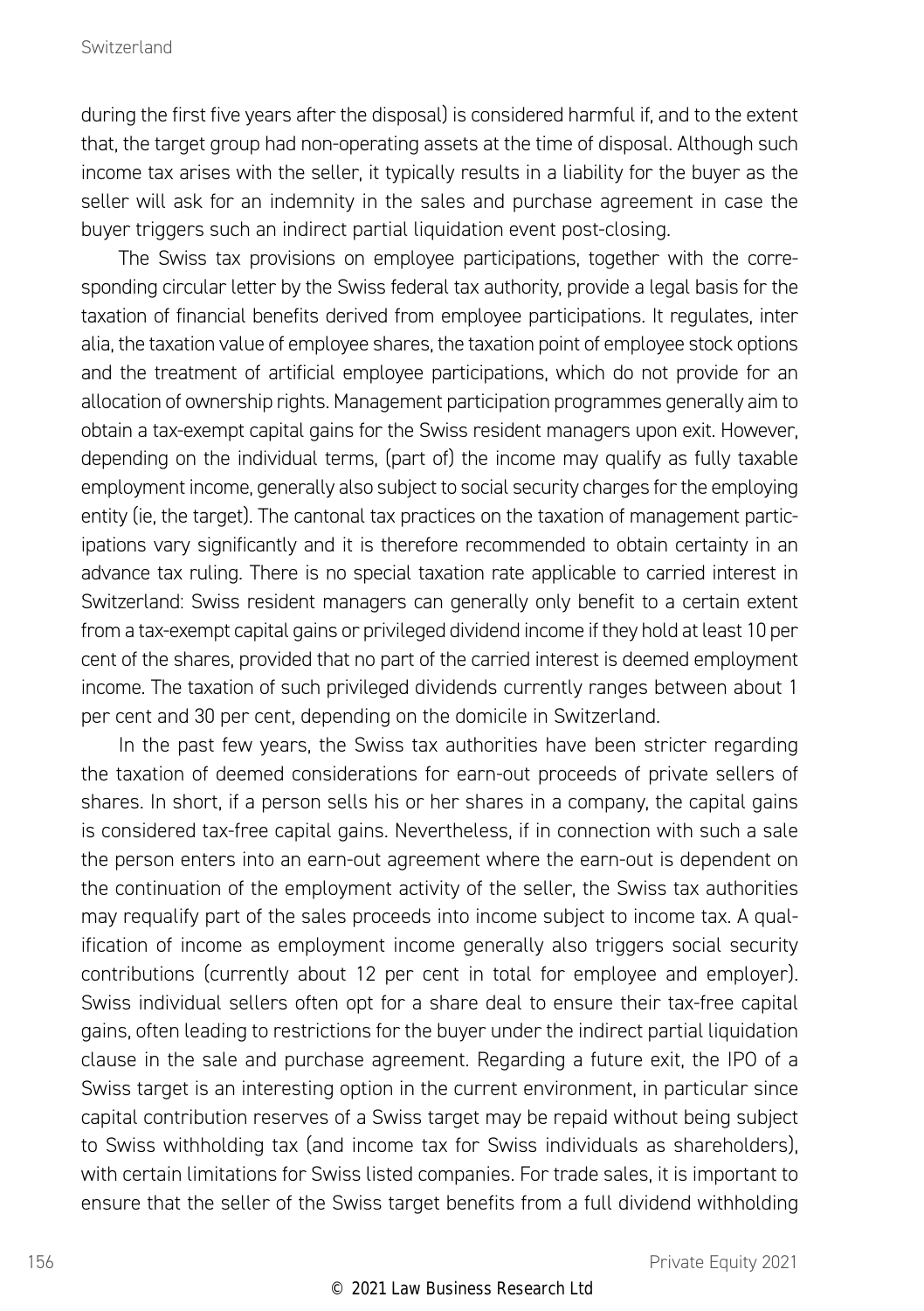during the first five years after the disposal) is considered harmful if, and to the extent that, the target group had non-operating assets at the time of disposal. Although such income tax arises with the seller, it typically results in a liability for the buyer as the seller will ask for an indemnity in the sales and purchase agreement in case the buyer triggers such an indirect partial liquidation event post-closing.

The Swiss tax provisions on employee participations, together with the corresponding circular letter by the Swiss federal tax authority, provide a legal basis for the taxation of financial benefits derived from employee participations. It regulates, inter alia, the taxation value of employee shares, the taxation point of employee stock options and the treatment of artificial employee participations, which do not provide for an allocation of ownership rights. Management participation programmes generally aim to obtain a tax-exempt capital gains for the Swiss resident managers upon exit. However, depending on the individual terms, (part of) the income may qualify as fully taxable employment income, generally also subject to social security charges for the employing entity (ie, the target). The cantonal tax practices on the taxation of management participations vary significantly and it is therefore recommended to obtain certainty in an advance tax ruling. There is no special taxation rate applicable to carried interest in Switzerland: Swiss resident managers can generally only benefit to a certain extent from a tax-exempt capital gains or privileged dividend income if they hold at least 10 per cent of the shares, provided that no part of the carried interest is deemed employment income. The taxation of such privileged dividends currently ranges between about 1 per cent and 30 per cent, depending on the domicile in Switzerland.

In the past few years, the Swiss tax authorities have been stricter regarding the taxation of deemed considerations for earn-out proceeds of private sellers of shares. In short, if a person sells his or her shares in a company, the capital gains is considered tax-free capital gains. Nevertheless, if in connection with such a sale the person enters into an earn-out agreement where the earn-out is dependent on the continuation of the employment activity of the seller, the Swiss tax authorities may requalify part of the sales proceeds into income subject to income tax. A qualification of income as employment income generally also triggers social security contributions (currently about 12 per cent in total for employee and employer). Swiss individual sellers often opt for a share deal to ensure their tax-free capital gains, often leading to restrictions for the buyer under the indirect partial liquidation clause in the sale and purchase agreement. Regarding a future exit, the IPO of a Swiss target is an interesting option in the current environment, in particular since capital contribution reserves of a Swiss target may be repaid without being subject to Swiss withholding tax (and income tax for Swiss individuals as shareholders), with certain limitations for Swiss listed companies. For trade sales, it is important to ensure that the seller of the Swiss target benefits from a full dividend withholding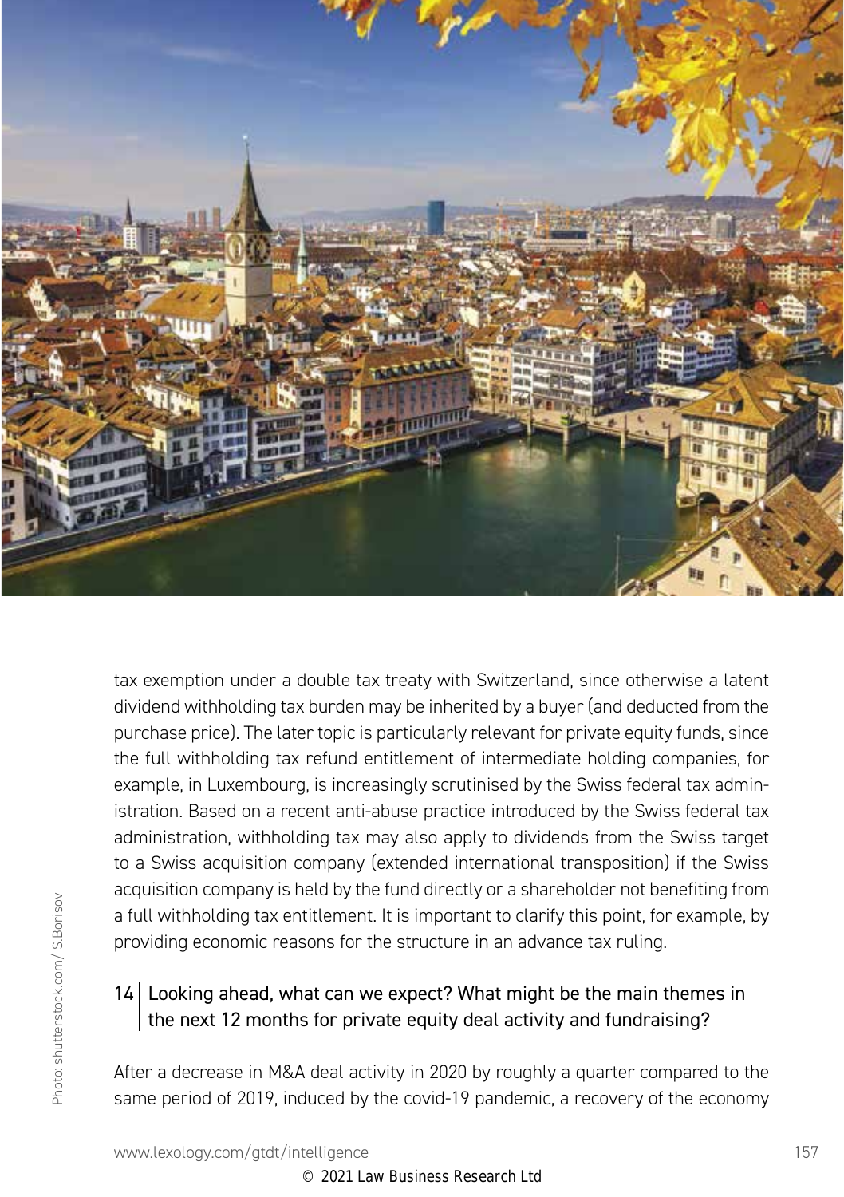tax exemption under a double tax treaty with Switzerland, since otherwise a latent dividend withholding tax burden may be inherited by a buyer (and deducted from the purchase price). The later topic is particularly relevant for private equity funds, since the full withholding tax refund entitlement of intermediate holding companies, for example, in Luxembourg, is increasingly scrutinised by the Swiss federal tax administration. Based on a recent anti-abuse practice introduced by the Swiss federal tax administration, withholding tax may also apply to dividends from the Swiss target to a Swiss acquisition company (extended international transposition) if the Swiss acquisition company is held by the fund directly or a shareholder not benefiting from a full withholding tax entitlement. It is important to clarify this point, for example, by providing economic reasons for the structure in an advance tax ruling.

## 14 | Looking ahead, what can we expect? What might be the main themes in the next 12 months for private equity deal activity and fundraising?

After a decrease in M&A deal activity in 2020 by roughly a quarter compared to the same period of 2019, induced by the covid-19 pandemic, a recovery of the economy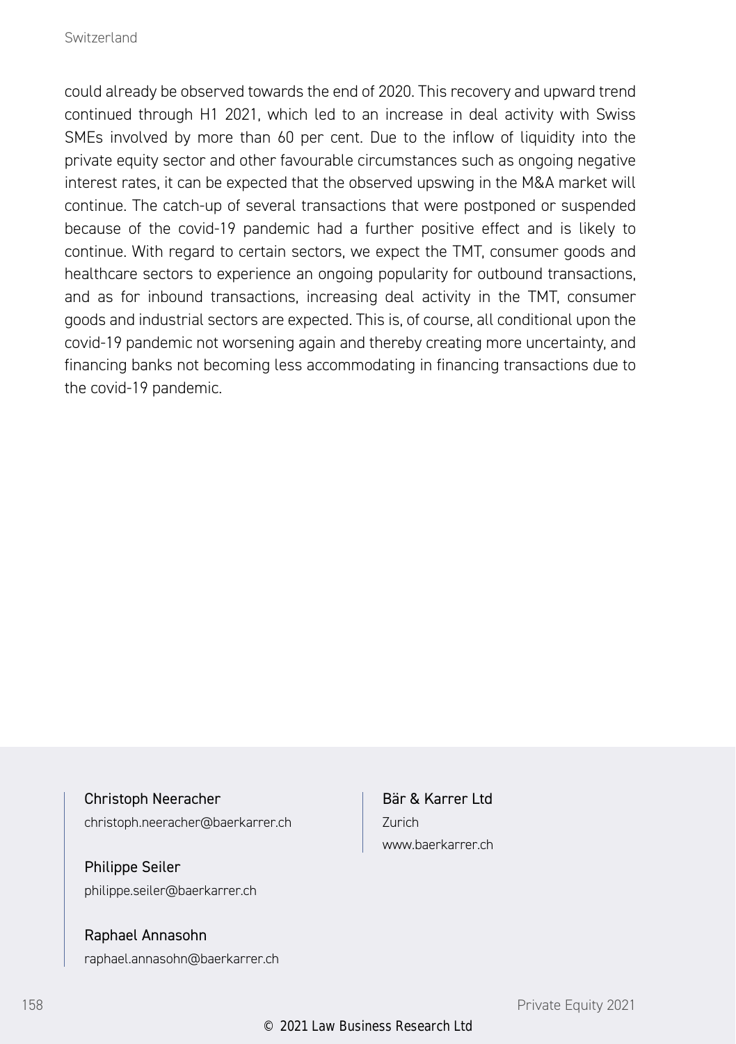could already be observed towards the end of 2020. This recovery and upward trend continued through H1 2021, which led to an increase in deal activity with Swiss SMEs involved by more than 60 per cent. Due to the inflow of liquidity into the private equity sector and other favourable circumstances such as ongoing negative interest rates, it can be expected that the observed upswing in the M&A market will continue. The catch-up of several transactions that were postponed or suspended because of the covid-19 pandemic had a further positive effect and is likely to continue. With regard to certain sectors, we expect the TMT, consumer goods and healthcare sectors to experience an ongoing popularity for outbound transactions, and as for inbound transactions, increasing deal activity in the TMT, consumer goods and industrial sectors are expected. This is, of course, all conditional upon the covid-19 pandemic not worsening again and thereby creating more uncertainty, and financing banks not becoming less accommodating in financing transactions due to the covid-19 pandemic.

Christoph Neeracher
christoph.neeracher@baerkarrer.ch

Philippe Seiler
philippe.seiler@baerkarrer.ch

Raphael Annasohn
raphael.annasohn@baerkarrer.ch

Bär & Karrer Ltd
Zurich
www.baerkarrer.ch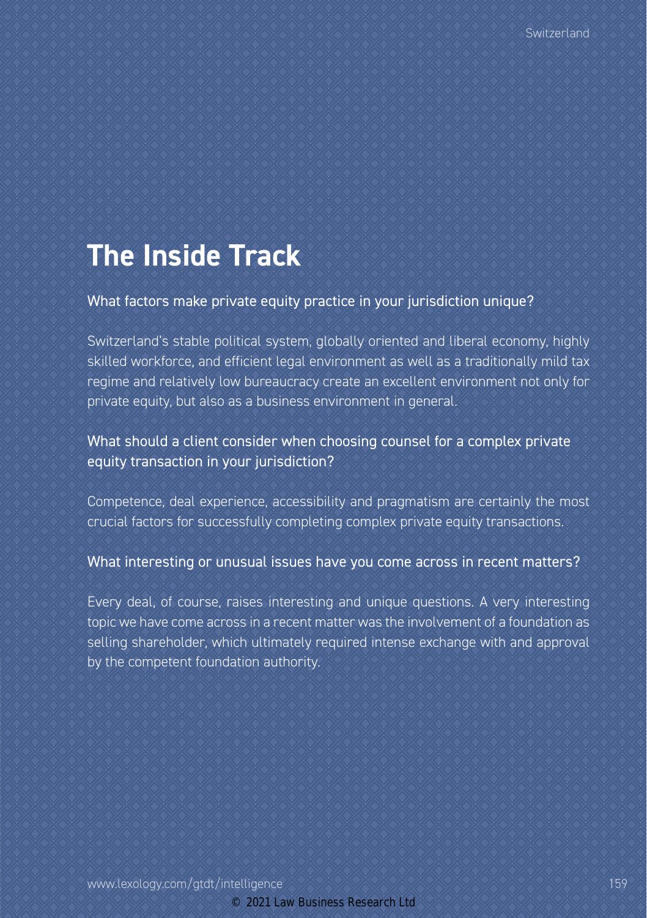# The Inside Track

## What factors make private equity practice in your jurisdiction unique?

Switzerland's stable political system, globally oriented and liberal economy, highly skilled workforce, and efficient legal environment as well as a traditionally mild tax regime and relatively low bureaucracy create an excellent environment not only for private equity, but also as a business environment in general.

## What should a client consider when choosing counsel for a complex private equity transaction in your jurisdiction?

Competence, deal experience, accessibility and pragmatism are certainly the most crucial factors for successfully completing complex private equity transactions.

## What interesting or unusual issues have you come across in recent matters?

Every deal, of course, raises interesting and unique questions. A very interesting topic we have come across in a recent matter was the involvement of a foundation as selling shareholder, which ultimately required intense exchange with and approval by the competent foundation authority.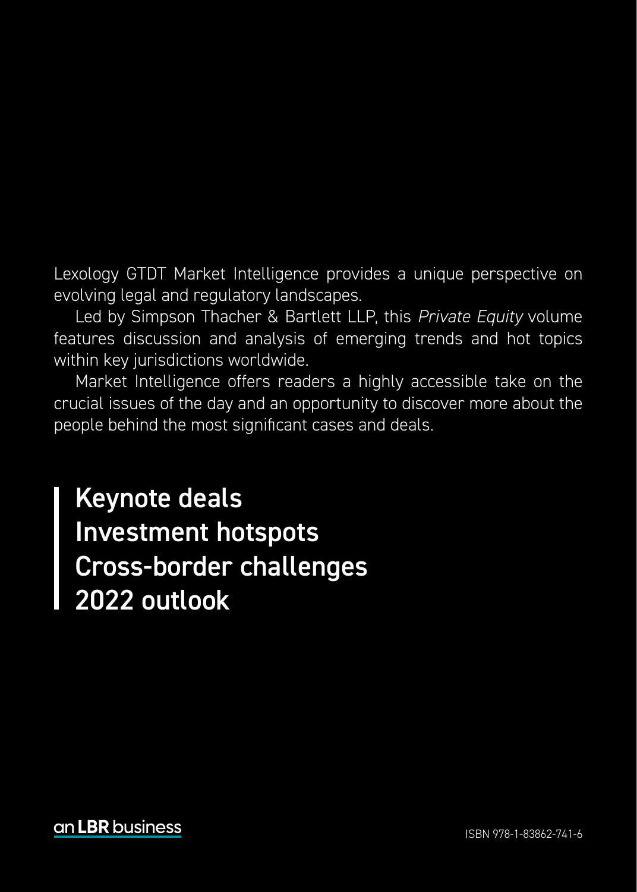Lexology GTDT Market Intelligence provides a unique perspective on evolving legal and regulatory landscapes.

Led by Simpson Thacher & Bartlett LLP, this *Private Equity* volume features discussion and analysis of emerging trends and hot topics within key jurisdictions worldwide.

Market Intelligence offers readers a highly accessible take on the crucial issues of the day and an opportunity to discover more about the people behind the most significant cases and deals.

**Keynote deals**
**Investment hotspots**
**Cross-border challenges**
**2022 outlook**

an **LBR** business

ISBN 978-1-83862-741-6